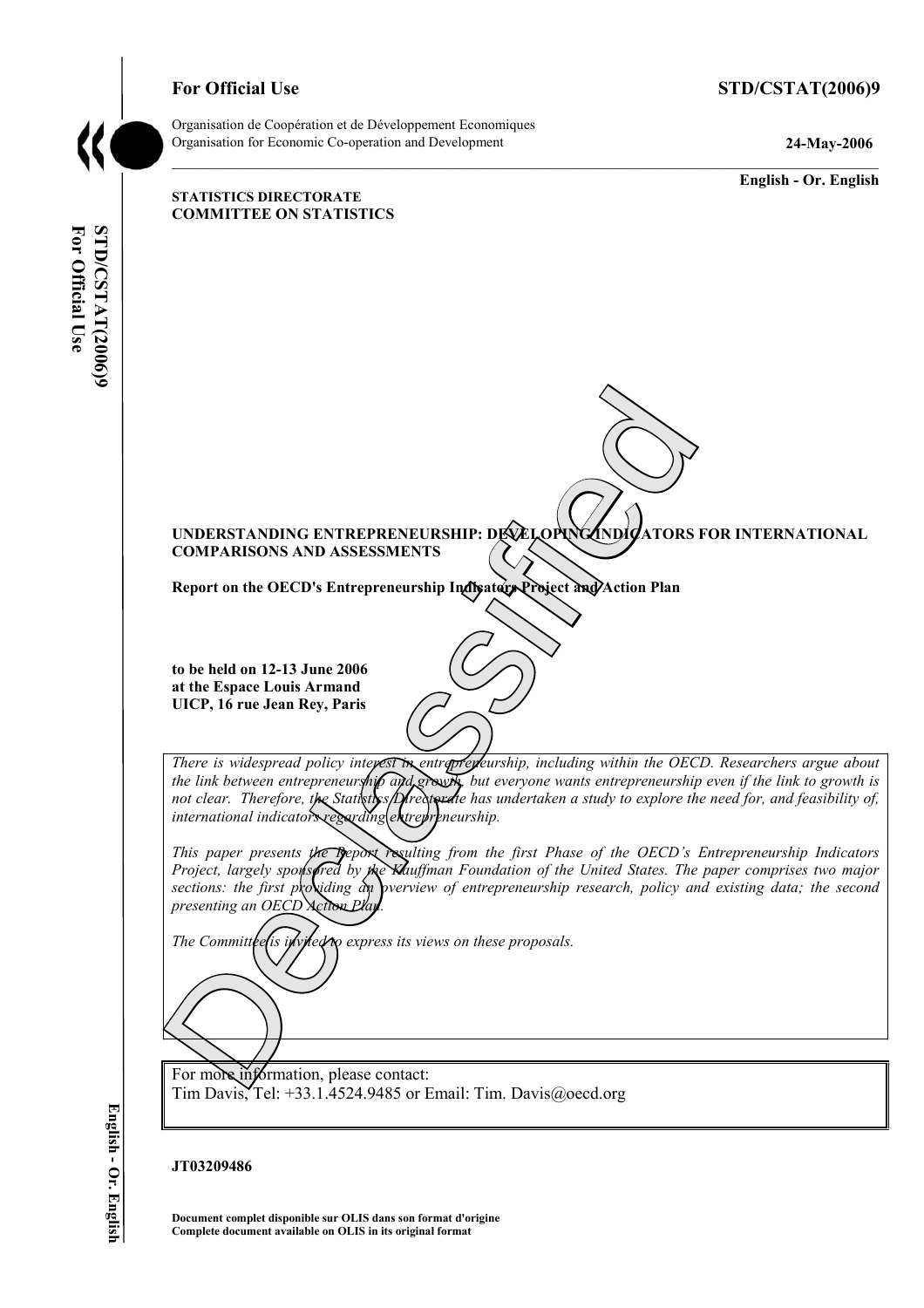**For Official Use** **STD/CSTAT(2006)9**

Organisation de Coopération et de Développement Economiques
Organisation for Economic Co-operation and Development

**24-May-2006**

**English - Or. English**

**STATISTICS DIRECTORATE**
**COMMITTEE ON STATISTICS**

**UNDERSTANDING ENTREPRENEURSHIP: DEVELOPING INDICATORS FOR INTERNATIONAL COMPARISONS AND ASSESSMENTS**

**Report on the OECD's Entrepreneurship Indicators Project and Action Plan**

**to be held on 12-13 June 2006**
**at the Espace Louis Armand**
**UICP, 16 rue Jean Rey, Paris**

*There is widespread policy interest in entrepreneurship, including within the OECD. Researchers argue about the link between entrepreneurship and growth, but everyone wants entrepreneurship even if the link to growth is not clear. Therefore, the Statistics Directorate has undertaken a study to explore the need for, and feasibility of, international indicators regarding entrepreneurship.*

*This paper presents the Report resulting from the first Phase of the OECD's Entrepreneurship Indicators Project, largely sponsored by the Kauffman Foundation of the United States. The paper comprises two major sections: the first providing an overview of entrepreneurship research, policy and existing data; the second presenting an OECD Action Plan.*

*The Committee is invited to express its views on these proposals.*

For more information, please contact:
Tim Davis, Tel: +33.1.4524.9485 or Email: Tim. Davis@oecd.org

**JT03209486**

**Document complet disponible sur OLIS dans son format d'origine**
**Complete document available on OLIS in its original format**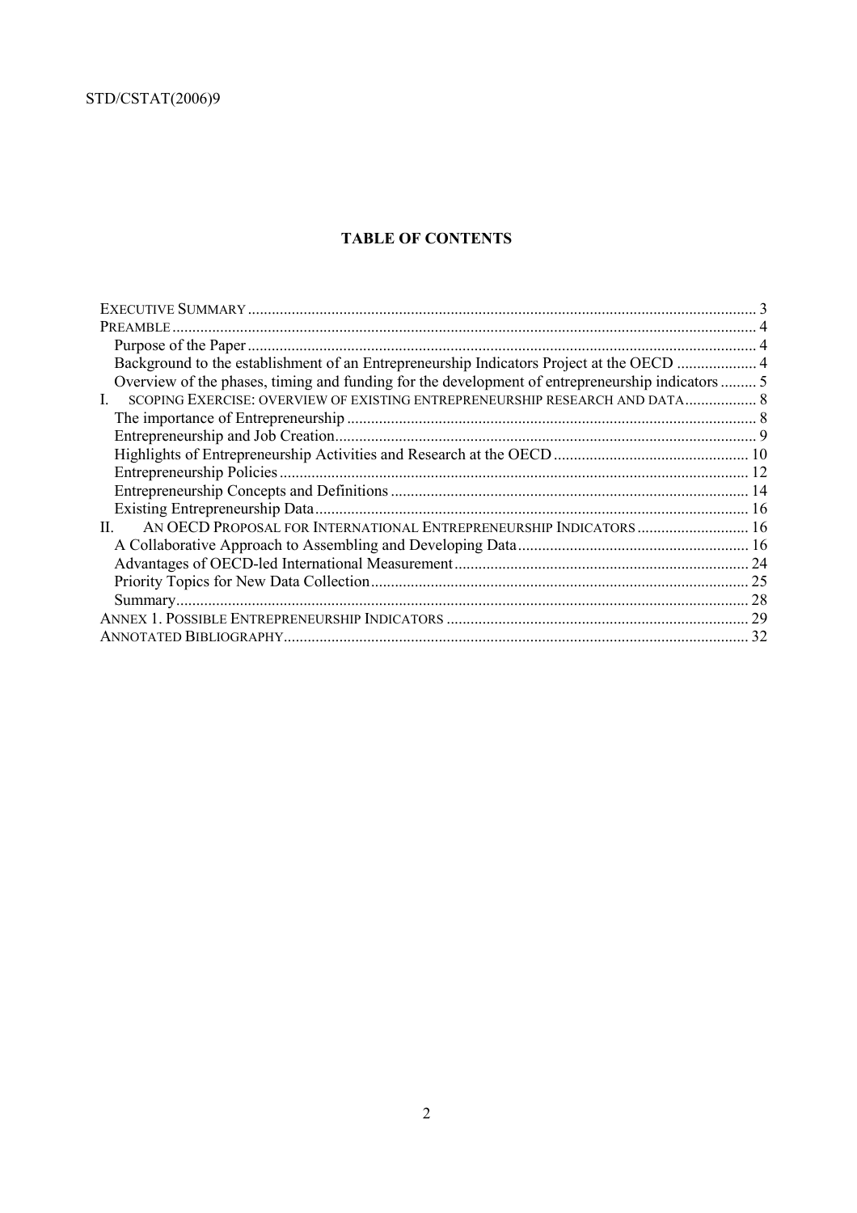**TABLE OF CONTENTS**

EXECUTIVE SUMMARY .......... 3
PREAMBLE .......... 4
  Purpose of the Paper .......... 4
  Background to the establishment of an Entrepreneurship Indicators Project at the OECD .......... 4
  Overview of the phases, timing and funding for the development of entrepreneurship indicators .......... 5
I. SCOPING EXERCISE: OVERVIEW OF EXISTING ENTREPRENEURSHIP RESEARCH AND DATA .......... 8
  The importance of Entrepreneurship .......... 8
  Entrepreneurship and Job Creation .......... 9
  Highlights of Entrepreneurship Activities and Research at the OECD .......... 10
  Entrepreneurship Policies .......... 12
  Entrepreneurship Concepts and Definitions .......... 14
  Existing Entrepreneurship Data .......... 16
II. AN OECD PROPOSAL FOR INTERNATIONAL ENTREPRENEURSHIP INDICATORS .......... 16
  A Collaborative Approach to Assembling and Developing Data .......... 16
  Advantages of OECD-led International Measurement .......... 24
  Priority Topics for New Data Collection .......... 25
  Summary .......... 28
ANNEX 1. POSSIBLE ENTREPRENEURSHIP INDICATORS .......... 29
ANNOTATED BIBLIOGRAPHY .......... 32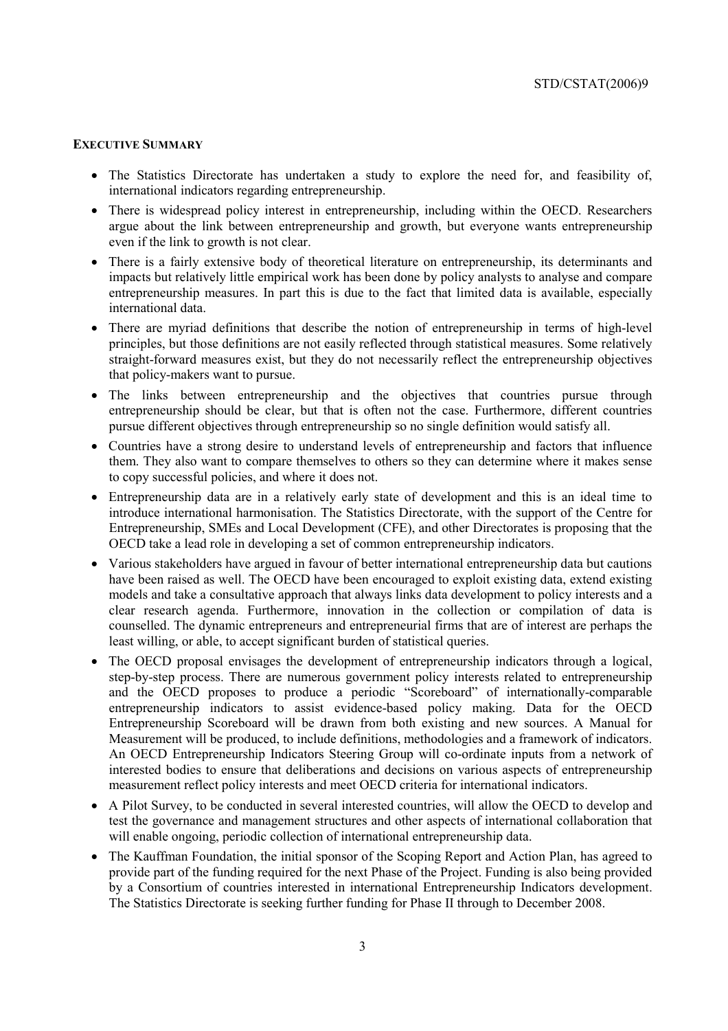## EXECUTIVE SUMMARY

- The Statistics Directorate has undertaken a study to explore the need for, and feasibility of, international indicators regarding entrepreneurship.
- There is widespread policy interest in entrepreneurship, including within the OECD. Researchers argue about the link between entrepreneurship and growth, but everyone wants entrepreneurship even if the link to growth is not clear.
- There is a fairly extensive body of theoretical literature on entrepreneurship, its determinants and impacts but relatively little empirical work has been done by policy analysts to analyse and compare entrepreneurship measures. In part this is due to the fact that limited data is available, especially international data.
- There are myriad definitions that describe the notion of entrepreneurship in terms of high-level principles, but those definitions are not easily reflected through statistical measures. Some relatively straight-forward measures exist, but they do not necessarily reflect the entrepreneurship objectives that policy-makers want to pursue.
- The links between entrepreneurship and the objectives that countries pursue through entrepreneurship should be clear, but that is often not the case. Furthermore, different countries pursue different objectives through entrepreneurship so no single definition would satisfy all.
- Countries have a strong desire to understand levels of entrepreneurship and factors that influence them. They also want to compare themselves to others so they can determine where it makes sense to copy successful policies, and where it does not.
- Entrepreneurship data are in a relatively early state of development and this is an ideal time to introduce international harmonisation. The Statistics Directorate, with the support of the Centre for Entrepreneurship, SMEs and Local Development (CFE), and other Directorates is proposing that the OECD take a lead role in developing a set of common entrepreneurship indicators.
- Various stakeholders have argued in favour of better international entrepreneurship data but cautions have been raised as well. The OECD have been encouraged to exploit existing data, extend existing models and take a consultative approach that always links data development to policy interests and a clear research agenda. Furthermore, innovation in the collection or compilation of data is counselled. The dynamic entrepreneurs and entrepreneurial firms that are of interest are perhaps the least willing, or able, to accept significant burden of statistical queries.
- The OECD proposal envisages the development of entrepreneurship indicators through a logical, step-by-step process. There are numerous government policy interests related to entrepreneurship and the OECD proposes to produce a periodic "Scoreboard" of internationally-comparable entrepreneurship indicators to assist evidence-based policy making. Data for the OECD Entrepreneurship Scoreboard will be drawn from both existing and new sources. A Manual for Measurement will be produced, to include definitions, methodologies and a framework of indicators. An OECD Entrepreneurship Indicators Steering Group will co-ordinate inputs from a network of interested bodies to ensure that deliberations and decisions on various aspects of entrepreneurship measurement reflect policy interests and meet OECD criteria for international indicators.
- A Pilot Survey, to be conducted in several interested countries, will allow the OECD to develop and test the governance and management structures and other aspects of international collaboration that will enable ongoing, periodic collection of international entrepreneurship data.
- The Kauffman Foundation, the initial sponsor of the Scoping Report and Action Plan, has agreed to provide part of the funding required for the next Phase of the Project. Funding is also being provided by a Consortium of countries interested in international Entrepreneurship Indicators development. The Statistics Directorate is seeking further funding for Phase II through to December 2008.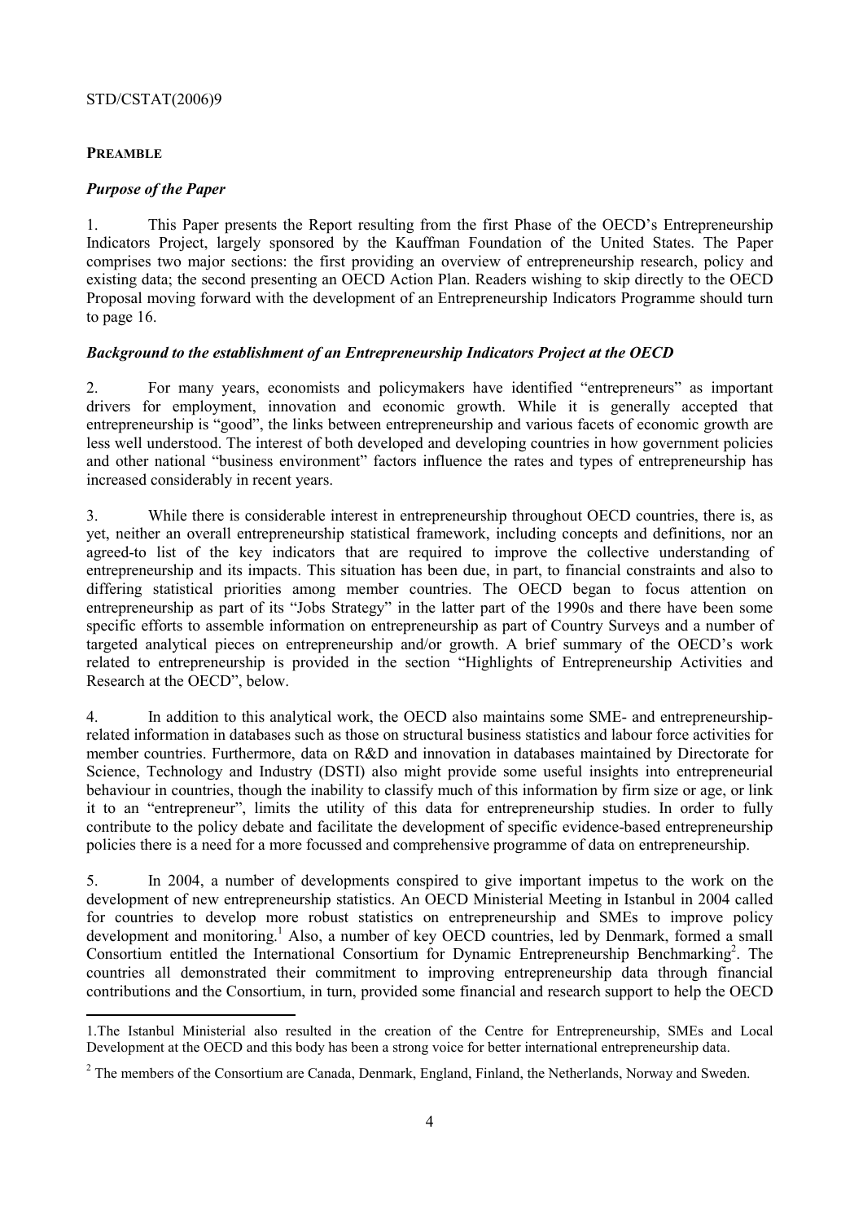## PREAMBLE

### *Purpose of the Paper*

1. This Paper presents the Report resulting from the first Phase of the OECD's Entrepreneurship Indicators Project, largely sponsored by the Kauffman Foundation of the United States. The Paper comprises two major sections: the first providing an overview of entrepreneurship research, policy and existing data; the second presenting an OECD Action Plan. Readers wishing to skip directly to the OECD Proposal moving forward with the development of an Entrepreneurship Indicators Programme should turn to page 16.

### *Background to the establishment of an Entrepreneurship Indicators Project at the OECD*

2. For many years, economists and policymakers have identified "entrepreneurs" as important drivers for employment, innovation and economic growth. While it is generally accepted that entrepreneurship is "good", the links between entrepreneurship and various facets of economic growth are less well understood. The interest of both developed and developing countries in how government policies and other national "business environment" factors influence the rates and types of entrepreneurship has increased considerably in recent years.

3. While there is considerable interest in entrepreneurship throughout OECD countries, there is, as yet, neither an overall entrepreneurship statistical framework, including concepts and definitions, nor an agreed-to list of the key indicators that are required to improve the collective understanding of entrepreneurship and its impacts. This situation has been due, in part, to financial constraints and also to differing statistical priorities among member countries. The OECD began to focus attention on entrepreneurship as part of its "Jobs Strategy" in the latter part of the 1990s and there have been some specific efforts to assemble information on entrepreneurship as part of Country Surveys and a number of targeted analytical pieces on entrepreneurship and/or growth. A brief summary of the OECD's work related to entrepreneurship is provided in the section "Highlights of Entrepreneurship Activities and Research at the OECD", below.

4. In addition to this analytical work, the OECD also maintains some SME- and entrepreneurship-related information in databases such as those on structural business statistics and labour force activities for member countries. Furthermore, data on R&D and innovation in databases maintained by Directorate for Science, Technology and Industry (DSTI) also might provide some useful insights into entrepreneurial behaviour in countries, though the inability to classify much of this information by firm size or age, or link it to an "entrepreneur", limits the utility of this data for entrepreneurship studies. In order to fully contribute to the policy debate and facilitate the development of specific evidence-based entrepreneurship policies there is a need for a more focussed and comprehensive programme of data on entrepreneurship.

5. In 2004, a number of developments conspired to give important impetus to the work on the development of new entrepreneurship statistics. An OECD Ministerial Meeting in Istanbul in 2004 called for countries to develop more robust statistics on entrepreneurship and SMEs to improve policy development and monitoring.[1] Also, a number of key OECD countries, led by Denmark, formed a small Consortium entitled the International Consortium for Dynamic Entrepreneurship Benchmarking[2]. The countries all demonstrated their commitment to improving entrepreneurship data through financial contributions and the Consortium, in turn, provided some financial and research support to help the OECD

---

1.The Istanbul Ministerial also resulted in the creation of the Centre for Entrepreneurship, SMEs and Local Development at the OECD and this body has been a strong voice for better international entrepreneurship data.

2 The members of the Consortium are Canada, Denmark, England, Finland, the Netherlands, Norway and Sweden.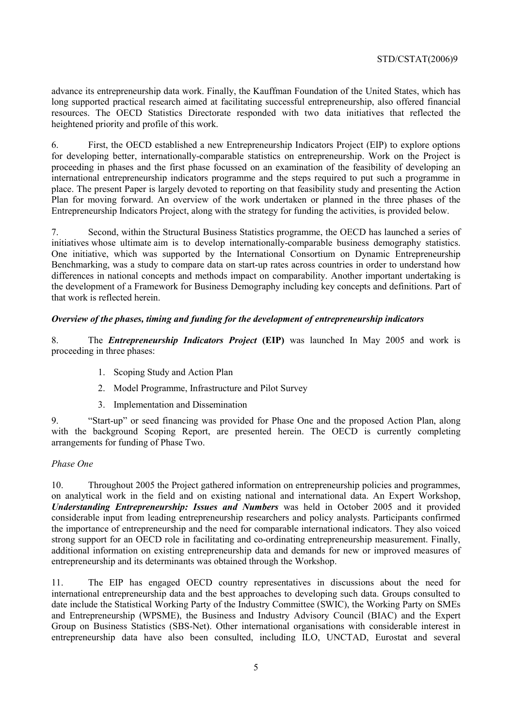advance its entrepreneurship data work. Finally, the Kauffman Foundation of the United States, which has long supported practical research aimed at facilitating successful entrepreneurship, also offered financial resources. The OECD Statistics Directorate responded with two data initiatives that reflected the heightened priority and profile of this work.

6. First, the OECD established a new Entrepreneurship Indicators Project (EIP) to explore options for developing better, internationally-comparable statistics on entrepreneurship. Work on the Project is proceeding in phases and the first phase focussed on an examination of the feasibility of developing an international entrepreneurship indicators programme and the steps required to put such a programme in place. The present Paper is largely devoted to reporting on that feasibility study and presenting the Action Plan for moving forward. An overview of the work undertaken or planned in the three phases of the Entrepreneurship Indicators Project, along with the strategy for funding the activities, is provided below.

7. Second, within the Structural Business Statistics programme, the OECD has launched a series of initiatives whose ultimate aim is to develop internationally-comparable business demography statistics. One initiative, which was supported by the International Consortium on Dynamic Entrepreneurship Benchmarking, was a study to compare data on start-up rates across countries in order to understand how differences in national concepts and methods impact on comparability. Another important undertaking is the development of a Framework for Business Demography including key concepts and definitions. Part of that work is reflected herein.

### *Overview of the phases, timing and funding for the development of entrepreneurship indicators*

8. The ***Entrepreneurship Indicators Project*** **(EIP)** was launched In May 2005 and work is proceeding in three phases:

1. Scoping Study and Action Plan
2. Model Programme, Infrastructure and Pilot Survey
3. Implementation and Dissemination

9. "Start-up" or seed financing was provided for Phase One and the proposed Action Plan, along with the background Scoping Report, are presented herein. The OECD is currently completing arrangements for funding of Phase Two.

#### *Phase One*

10. Throughout 2005 the Project gathered information on entrepreneurship policies and programmes, on analytical work in the field and on existing national and international data. An Expert Workshop, ***Understanding Entrepreneurship: Issues and Numbers*** was held in October 2005 and it provided considerable input from leading entrepreneurship researchers and policy analysts. Participants confirmed the importance of entrepreneurship and the need for comparable international indicators. They also voiced strong support for an OECD role in facilitating and co-ordinating entrepreneurship measurement. Finally, additional information on existing entrepreneurship data and demands for new or improved measures of entrepreneurship and its determinants was obtained through the Workshop.

11. The EIP has engaged OECD country representatives in discussions about the need for international entrepreneurship data and the best approaches to developing such data. Groups consulted to date include the Statistical Working Party of the Industry Committee (SWIC), the Working Party on SMEs and Entrepreneurship (WPSME), the Business and Industry Advisory Council (BIAC) and the Expert Group on Business Statistics (SBS-Net). Other international organisations with considerable interest in entrepreneurship data have also been consulted, including ILO, UNCTAD, Eurostat and several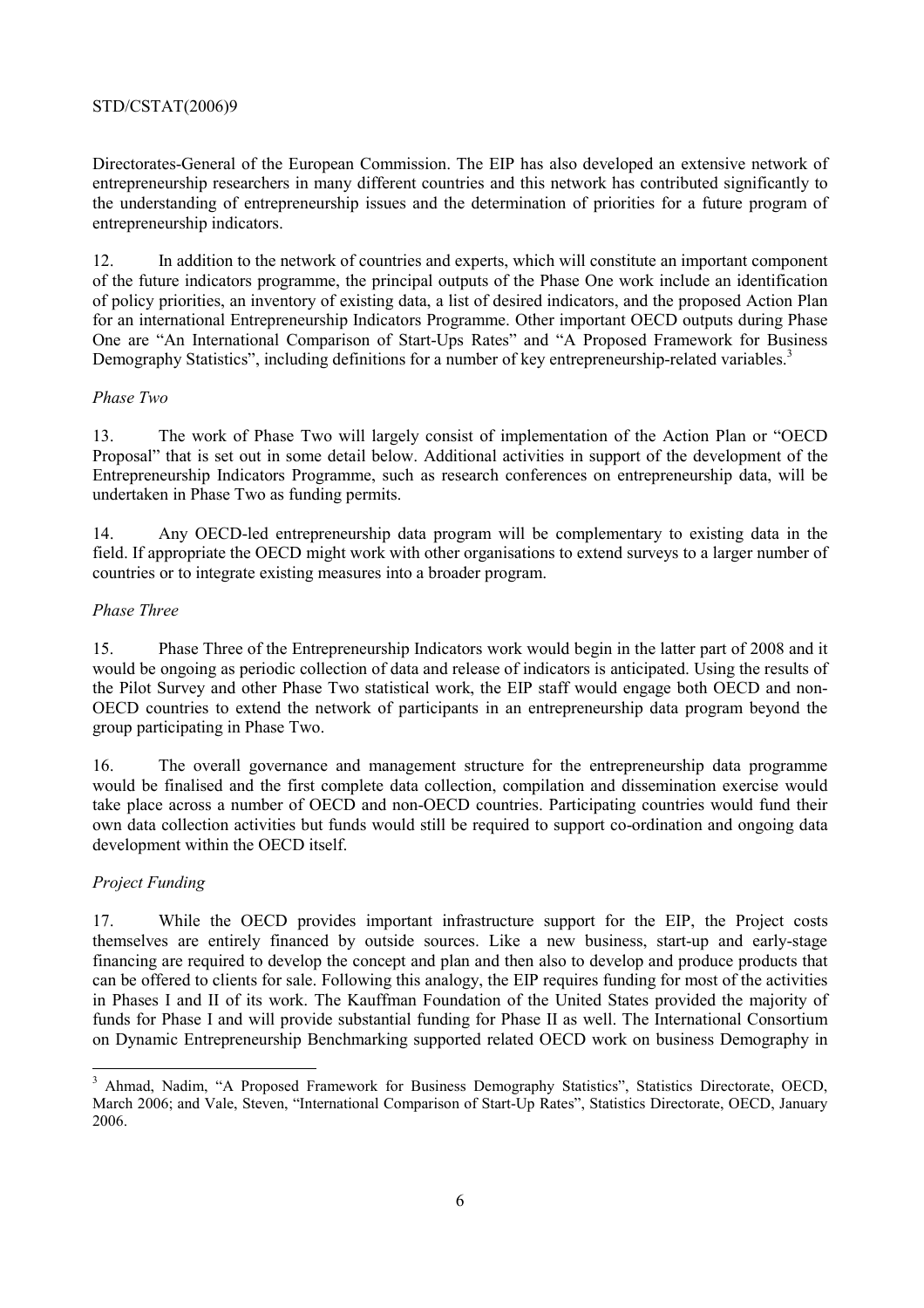Directorates-General of the European Commission. The EIP has also developed an extensive network of entrepreneurship researchers in many different countries and this network has contributed significantly to the understanding of entrepreneurship issues and the determination of priorities for a future program of entrepreneurship indicators.

12. In addition to the network of countries and experts, which will constitute an important component of the future indicators programme, the principal outputs of the Phase One work include an identification of policy priorities, an inventory of existing data, a list of desired indicators, and the proposed Action Plan for an international Entrepreneurship Indicators Programme. Other important OECD outputs during Phase One are "An International Comparison of Start-Ups Rates" and "A Proposed Framework for Business Demography Statistics", including definitions for a number of key entrepreneurship-related variables.[3]

*Phase Two*

13. The work of Phase Two will largely consist of implementation of the Action Plan or "OECD Proposal" that is set out in some detail below. Additional activities in support of the development of the Entrepreneurship Indicators Programme, such as research conferences on entrepreneurship data, will be undertaken in Phase Two as funding permits.

14. Any OECD-led entrepreneurship data program will be complementary to existing data in the field. If appropriate the OECD might work with other organisations to extend surveys to a larger number of countries or to integrate existing measures into a broader program.

*Phase Three*

15. Phase Three of the Entrepreneurship Indicators work would begin in the latter part of 2008 and it would be ongoing as periodic collection of data and release of indicators is anticipated. Using the results of the Pilot Survey and other Phase Two statistical work, the EIP staff would engage both OECD and non-OECD countries to extend the network of participants in an entrepreneurship data program beyond the group participating in Phase Two.

16. The overall governance and management structure for the entrepreneurship data programme would be finalised and the first complete data collection, compilation and dissemination exercise would take place across a number of OECD and non-OECD countries. Participating countries would fund their own data collection activities but funds would still be required to support co-ordination and ongoing data development within the OECD itself.

*Project Funding*

17. While the OECD provides important infrastructure support for the EIP, the Project costs themselves are entirely financed by outside sources. Like a new business, start-up and early-stage financing are required to develop the concept and plan and then also to develop and produce products that can be offered to clients for sale. Following this analogy, the EIP requires funding for most of the activities in Phases I and II of its work. The Kauffman Foundation of the United States provided the majority of funds for Phase I and will provide substantial funding for Phase II as well. The International Consortium on Dynamic Entrepreneurship Benchmarking supported related OECD work on business Demography in

---

[3] Ahmad, Nadim, "A Proposed Framework for Business Demography Statistics", Statistics Directorate, OECD, March 2006; and Vale, Steven, "International Comparison of Start-Up Rates", Statistics Directorate, OECD, January 2006.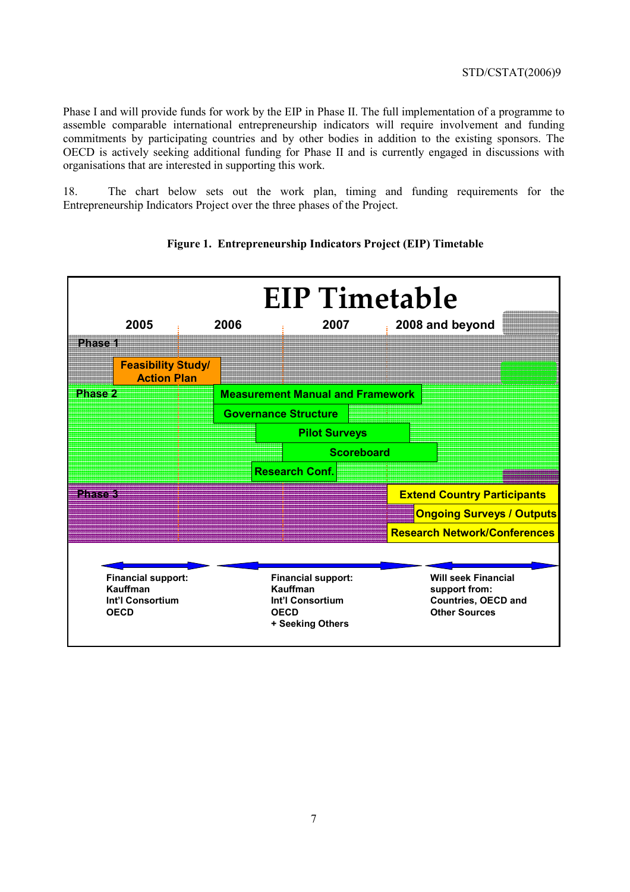Phase I and will provide funds for work by the EIP in Phase II. The full implementation of a programme to assemble comparable international entrepreneurship indicators will require involvement and funding commitments by participating countries and by other bodies in addition to the existing sponsors. The OECD is actively seeking additional funding for Phase II and is currently engaged in discussions with organisations that are interested in supporting this work.

18. The chart below sets out the work plan, timing and funding requirements for the Entrepreneurship Indicators Project over the three phases of the Project.

**Figure 1. Entrepreneurship Indicators Project (EIP) Timetable**

# EIP Timetable

| | 2005 | 2006 | 2007 | 2008 and beyond |
|---|---|---|---|---|
| **Phase 1** | Feasibility Study/ Action Plan | | | |
| **Phase 2** | | Measurement Manual and Framework | | |
| | | Governance Structure | | |
| | | Pilot Surveys | | |
| | | Scoreboard | | |
| | | Research Conf. | | |
| **Phase 3** | | | | Extend Country Participants |
| | | | | Ongoing Surveys / Outputs |
| | | | | Research Network/Conferences |

| 2005 | 2006–2007 | 2008 and beyond |
|---|---|---|
| Financial support: Kauffman Int'l Consortium OECD | Financial support: Kauffman Int'l Consortium OECD + Seeking Others | Will seek Financial support from: Countries, OECD and Other Sources |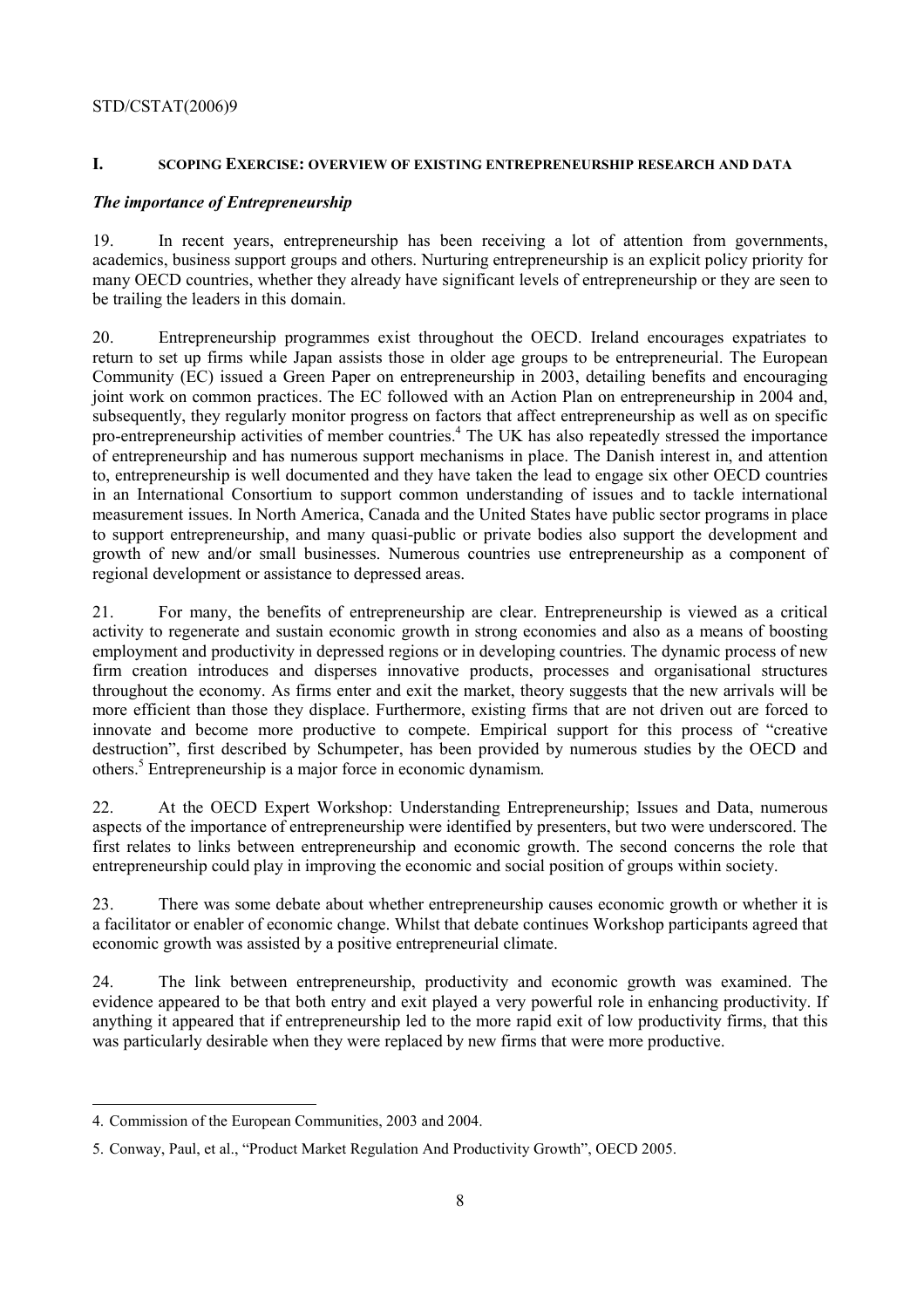## I. SCOPING EXERCISE: OVERVIEW OF EXISTING ENTREPRENEURSHIP RESEARCH AND DATA

### *The importance of Entrepreneurship*

19. In recent years, entrepreneurship has been receiving a lot of attention from governments, academics, business support groups and others. Nurturing entrepreneurship is an explicit policy priority for many OECD countries, whether they already have significant levels of entrepreneurship or they are seen to be trailing the leaders in this domain.

20. Entrepreneurship programmes exist throughout the OECD. Ireland encourages expatriates to return to set up firms while Japan assists those in older age groups to be entrepreneurial. The European Community (EC) issued a Green Paper on entrepreneurship in 2003, detailing benefits and encouraging joint work on common practices. The EC followed with an Action Plan on entrepreneurship in 2004 and, subsequently, they regularly monitor progress on factors that affect entrepreneurship as well as on specific pro-entrepreneurship activities of member countries.[4] The UK has also repeatedly stressed the importance of entrepreneurship and has numerous support mechanisms in place. The Danish interest in, and attention to, entrepreneurship is well documented and they have taken the lead to engage six other OECD countries in an International Consortium to support common understanding of issues and to tackle international measurement issues. In North America, Canada and the United States have public sector programs in place to support entrepreneurship, and many quasi-public or private bodies also support the development and growth of new and/or small businesses. Numerous countries use entrepreneurship as a component of regional development or assistance to depressed areas.

21. For many, the benefits of entrepreneurship are clear. Entrepreneurship is viewed as a critical activity to regenerate and sustain economic growth in strong economies and also as a means of boosting employment and productivity in depressed regions or in developing countries. The dynamic process of new firm creation introduces and disperses innovative products, processes and organisational structures throughout the economy. As firms enter and exit the market, theory suggests that the new arrivals will be more efficient than those they displace. Furthermore, existing firms that are not driven out are forced to innovate and become more productive to compete. Empirical support for this process of "creative destruction", first described by Schumpeter, has been provided by numerous studies by the OECD and others.[5] Entrepreneurship is a major force in economic dynamism.

22. At the OECD Expert Workshop: Understanding Entrepreneurship; Issues and Data, numerous aspects of the importance of entrepreneurship were identified by presenters, but two were underscored. The first relates to links between entrepreneurship and economic growth. The second concerns the role that entrepreneurship could play in improving the economic and social position of groups within society.

23. There was some debate about whether entrepreneurship causes economic growth or whether it is a facilitator or enabler of economic change. Whilst that debate continues Workshop participants agreed that economic growth was assisted by a positive entrepreneurial climate.

24. The link between entrepreneurship, productivity and economic growth was examined. The evidence appeared to be that both entry and exit played a very powerful role in enhancing productivity. If anything it appeared that if entrepreneurship led to the more rapid exit of low productivity firms, that this was particularly desirable when they were replaced by new firms that were more productive.

---

4. Commission of the European Communities, 2003 and 2004.

5. Conway, Paul, et al., "Product Market Regulation And Productivity Growth", OECD 2005.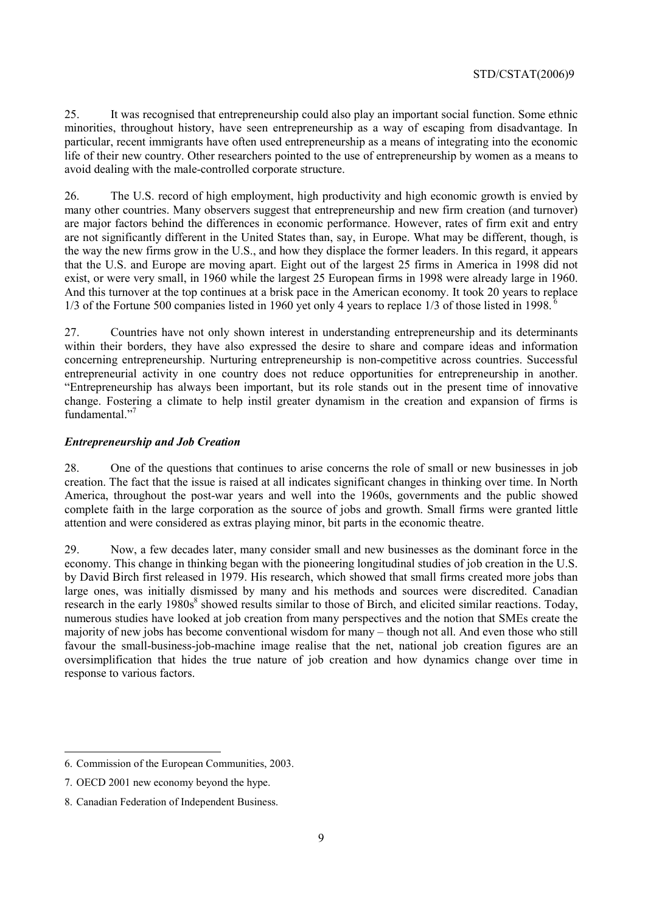25. It was recognised that entrepreneurship could also play an important social function. Some ethnic minorities, throughout history, have seen entrepreneurship as a way of escaping from disadvantage. In particular, recent immigrants have often used entrepreneurship as a means of integrating into the economic life of their new country. Other researchers pointed to the use of entrepreneurship by women as a means to avoid dealing with the male-controlled corporate structure.

26. The U.S. record of high employment, high productivity and high economic growth is envied by many other countries. Many observers suggest that entrepreneurship and new firm creation (and turnover) are major factors behind the differences in economic performance. However, rates of firm exit and entry are not significantly different in the United States than, say, in Europe. What may be different, though, is the way the new firms grow in the U.S., and how they displace the former leaders. In this regard, it appears that the U.S. and Europe are moving apart. Eight out of the largest 25 firms in America in 1998 did not exist, or were very small, in 1960 while the largest 25 European firms in 1998 were already large in 1960. And this turnover at the top continues at a brisk pace in the American economy. It took 20 years to replace 1/3 of the Fortune 500 companies listed in 1960 yet only 4 years to replace 1/3 of those listed in 1998.[6]

27. Countries have not only shown interest in understanding entrepreneurship and its determinants within their borders, they have also expressed the desire to share and compare ideas and information concerning entrepreneurship. Nurturing entrepreneurship is non-competitive across countries. Successful entrepreneurial activity in one country does not reduce opportunities for entrepreneurship in another. "Entrepreneurship has always been important, but its role stands out in the present time of innovative change. Fostering a climate to help instil greater dynamism in the creation and expansion of firms is fundamental."[7]

### *Entrepreneurship and Job Creation*

28. One of the questions that continues to arise concerns the role of small or new businesses in job creation. The fact that the issue is raised at all indicates significant changes in thinking over time. In North America, throughout the post-war years and well into the 1960s, governments and the public showed complete faith in the large corporation as the source of jobs and growth. Small firms were granted little attention and were considered as extras playing minor, bit parts in the economic theatre.

29. Now, a few decades later, many consider small and new businesses as the dominant force in the economy. This change in thinking began with the pioneering longitudinal studies of job creation in the U.S. by David Birch first released in 1979. His research, which showed that small firms created more jobs than large ones, was initially dismissed by many and his methods and sources were discredited. Canadian research in the early 1980s[8] showed results similar to those of Birch, and elicited similar reactions. Today, numerous studies have looked at job creation from many perspectives and the notion that SMEs create the majority of new jobs has become conventional wisdom for many – though not all. And even those who still favour the small-business-job-machine image realise that the net, national job creation figures are an oversimplification that hides the true nature of job creation and how dynamics change over time in response to various factors.

---

6. Commission of the European Communities, 2003.

7. OECD 2001 new economy beyond the hype.

8. Canadian Federation of Independent Business.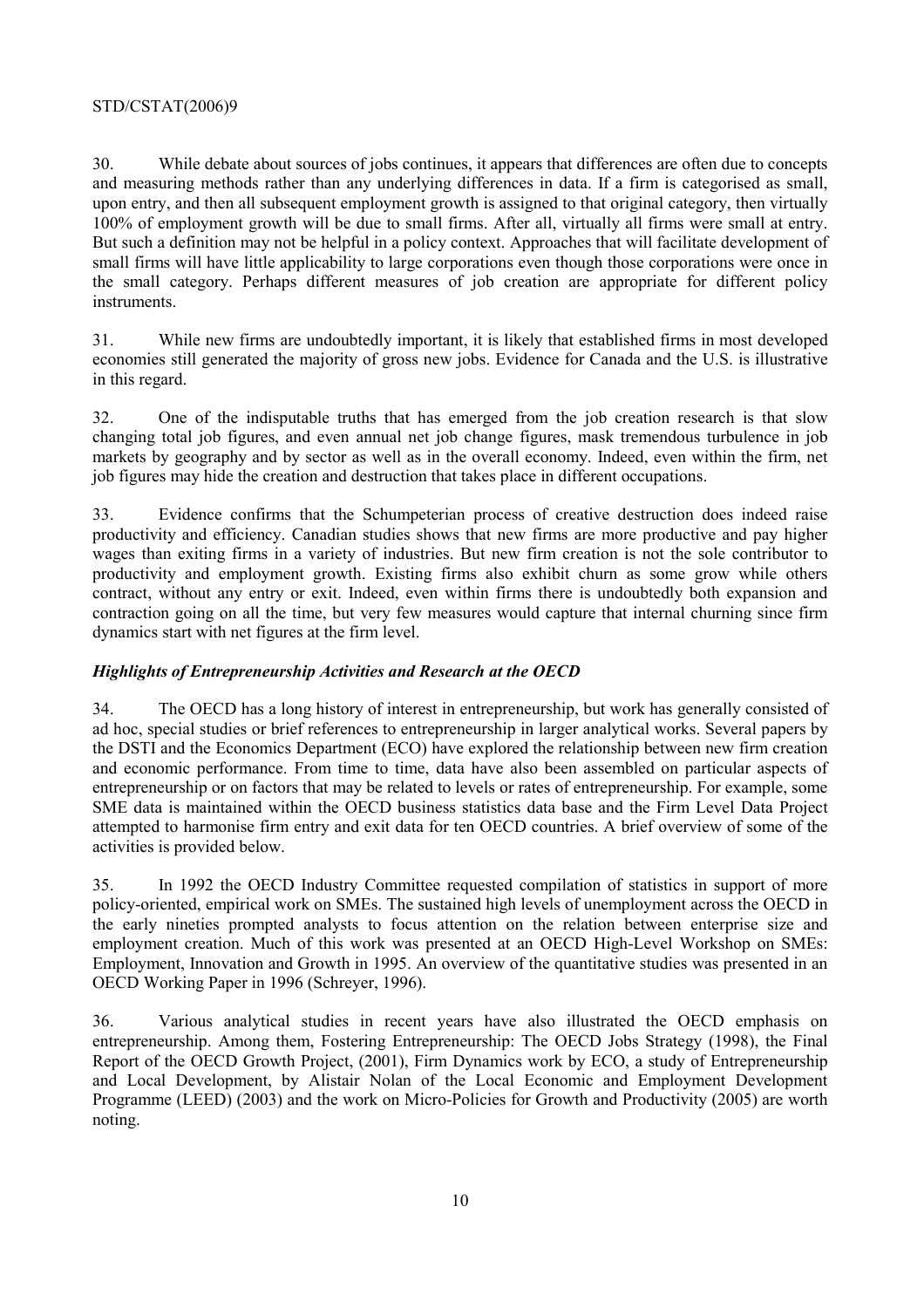30. While debate about sources of jobs continues, it appears that differences are often due to concepts and measuring methods rather than any underlying differences in data. If a firm is categorised as small, upon entry, and then all subsequent employment growth is assigned to that original category, then virtually 100% of employment growth will be due to small firms. After all, virtually all firms were small at entry. But such a definition may not be helpful in a policy context. Approaches that will facilitate development of small firms will have little applicability to large corporations even though those corporations were once in the small category. Perhaps different measures of job creation are appropriate for different policy instruments.

31. While new firms are undoubtedly important, it is likely that established firms in most developed economies still generated the majority of gross new jobs. Evidence for Canada and the U.S. is illustrative in this regard.

32. One of the indisputable truths that has emerged from the job creation research is that slow changing total job figures, and even annual net job change figures, mask tremendous turbulence in job markets by geography and by sector as well as in the overall economy. Indeed, even within the firm, net job figures may hide the creation and destruction that takes place in different occupations.

33. Evidence confirms that the Schumpeterian process of creative destruction does indeed raise productivity and efficiency. Canadian studies shows that new firms are more productive and pay higher wages than exiting firms in a variety of industries. But new firm creation is not the sole contributor to productivity and employment growth. Existing firms also exhibit churn as some grow while others contract, without any entry or exit. Indeed, even within firms there is undoubtedly both expansion and contraction going on all the time, but very few measures would capture that internal churning since firm dynamics start with net figures at the firm level.

### *Highlights of Entrepreneurship Activities and Research at the OECD*

34. The OECD has a long history of interest in entrepreneurship, but work has generally consisted of ad hoc, special studies or brief references to entrepreneurship in larger analytical works. Several papers by the DSTI and the Economics Department (ECO) have explored the relationship between new firm creation and economic performance. From time to time, data have also been assembled on particular aspects of entrepreneurship or on factors that may be related to levels or rates of entrepreneurship. For example, some SME data is maintained within the OECD business statistics data base and the Firm Level Data Project attempted to harmonise firm entry and exit data for ten OECD countries. A brief overview of some of the activities is provided below.

35. In 1992 the OECD Industry Committee requested compilation of statistics in support of more policy-oriented, empirical work on SMEs. The sustained high levels of unemployment across the OECD in the early nineties prompted analysts to focus attention on the relation between enterprise size and employment creation. Much of this work was presented at an OECD High-Level Workshop on SMEs: Employment, Innovation and Growth in 1995. An overview of the quantitative studies was presented in an OECD Working Paper in 1996 (Schreyer, 1996).

36. Various analytical studies in recent years have also illustrated the OECD emphasis on entrepreneurship. Among them, Fostering Entrepreneurship: The OECD Jobs Strategy (1998), the Final Report of the OECD Growth Project, (2001), Firm Dynamics work by ECO, a study of Entrepreneurship and Local Development, by Alistair Nolan of the Local Economic and Employment Development Programme (LEED) (2003) and the work on Micro-Policies for Growth and Productivity (2005) are worth noting.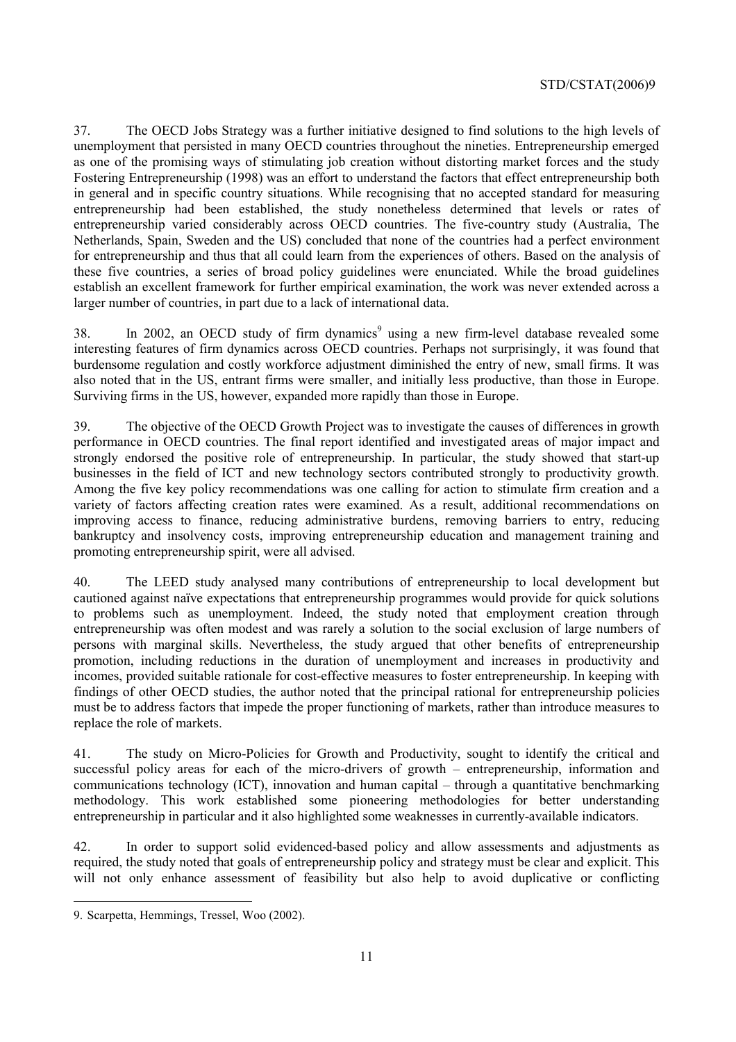37. The OECD Jobs Strategy was a further initiative designed to find solutions to the high levels of unemployment that persisted in many OECD countries throughout the nineties. Entrepreneurship emerged as one of the promising ways of stimulating job creation without distorting market forces and the study Fostering Entrepreneurship (1998) was an effort to understand the factors that effect entrepreneurship both in general and in specific country situations. While recognising that no accepted standard for measuring entrepreneurship had been established, the study nonetheless determined that levels or rates of entrepreneurship varied considerably across OECD countries. The five-country study (Australia, The Netherlands, Spain, Sweden and the US) concluded that none of the countries had a perfect environment for entrepreneurship and thus that all could learn from the experiences of others. Based on the analysis of these five countries, a series of broad policy guidelines were enunciated. While the broad guidelines establish an excellent framework for further empirical examination, the work was never extended across a larger number of countries, in part due to a lack of international data.

38. In 2002, an OECD study of firm dynamics[9] using a new firm-level database revealed some interesting features of firm dynamics across OECD countries. Perhaps not surprisingly, it was found that burdensome regulation and costly workforce adjustment diminished the entry of new, small firms. It was also noted that in the US, entrant firms were smaller, and initially less productive, than those in Europe. Surviving firms in the US, however, expanded more rapidly than those in Europe.

39. The objective of the OECD Growth Project was to investigate the causes of differences in growth performance in OECD countries. The final report identified and investigated areas of major impact and strongly endorsed the positive role of entrepreneurship. In particular, the study showed that start-up businesses in the field of ICT and new technology sectors contributed strongly to productivity growth. Among the five key policy recommendations was one calling for action to stimulate firm creation and a variety of factors affecting creation rates were examined. As a result, additional recommendations on improving access to finance, reducing administrative burdens, removing barriers to entry, reducing bankruptcy and insolvency costs, improving entrepreneurship education and management training and promoting entrepreneurship spirit, were all advised.

40. The LEED study analysed many contributions of entrepreneurship to local development but cautioned against naïve expectations that entrepreneurship programmes would provide for quick solutions to problems such as unemployment. Indeed, the study noted that employment creation through entrepreneurship was often modest and was rarely a solution to the social exclusion of large numbers of persons with marginal skills. Nevertheless, the study argued that other benefits of entrepreneurship promotion, including reductions in the duration of unemployment and increases in productivity and incomes, provided suitable rationale for cost-effective measures to foster entrepreneurship. In keeping with findings of other OECD studies, the author noted that the principal rational for entrepreneurship policies must be to address factors that impede the proper functioning of markets, rather than introduce measures to replace the role of markets.

41. The study on Micro-Policies for Growth and Productivity, sought to identify the critical and successful policy areas for each of the micro-drivers of growth – entrepreneurship, information and communications technology (ICT), innovation and human capital – through a quantitative benchmarking methodology. This work established some pioneering methodologies for better understanding entrepreneurship in particular and it also highlighted some weaknesses in currently-available indicators.

42. In order to support solid evidenced-based policy and allow assessments and adjustments as required, the study noted that goals of entrepreneurship policy and strategy must be clear and explicit. This will not only enhance assessment of feasibility but also help to avoid duplicative or conflicting

9. Scarpetta, Hemmings, Tressel, Woo (2002).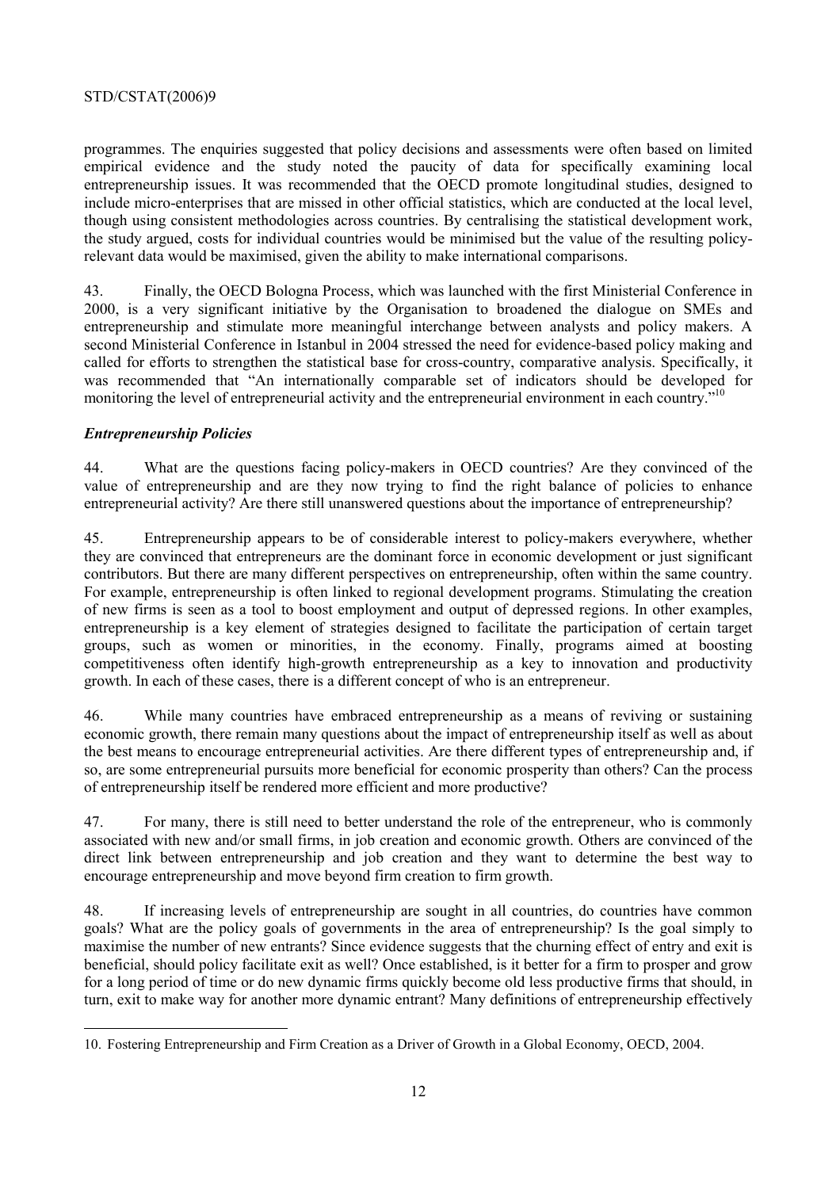programmes. The enquiries suggested that policy decisions and assessments were often based on limited empirical evidence and the study noted the paucity of data for specifically examining local entrepreneurship issues. It was recommended that the OECD promote longitudinal studies, designed to include micro-enterprises that are missed in other official statistics, which are conducted at the local level, though using consistent methodologies across countries. By centralising the statistical development work, the study argued, costs for individual countries would be minimised but the value of the resulting policy-relevant data would be maximised, given the ability to make international comparisons.

43. Finally, the OECD Bologna Process, which was launched with the first Ministerial Conference in 2000, is a very significant initiative by the Organisation to broadened the dialogue on SMEs and entrepreneurship and stimulate more meaningful interchange between analysts and policy makers. A second Ministerial Conference in Istanbul in 2004 stressed the need for evidence-based policy making and called for efforts to strengthen the statistical base for cross-country, comparative analysis. Specifically, it was recommended that "An internationally comparable set of indicators should be developed for monitoring the level of entrepreneurial activity and the entrepreneurial environment in each country."[10]

### *Entrepreneurship Policies*

44. What are the questions facing policy-makers in OECD countries? Are they convinced of the value of entrepreneurship and are they now trying to find the right balance of policies to enhance entrepreneurial activity? Are there still unanswered questions about the importance of entrepreneurship?

45. Entrepreneurship appears to be of considerable interest to policy-makers everywhere, whether they are convinced that entrepreneurs are the dominant force in economic development or just significant contributors. But there are many different perspectives on entrepreneurship, often within the same country. For example, entrepreneurship is often linked to regional development programs. Stimulating the creation of new firms is seen as a tool to boost employment and output of depressed regions. In other examples, entrepreneurship is a key element of strategies designed to facilitate the participation of certain target groups, such as women or minorities, in the economy. Finally, programs aimed at boosting competitiveness often identify high-growth entrepreneurship as a key to innovation and productivity growth. In each of these cases, there is a different concept of who is an entrepreneur.

46. While many countries have embraced entrepreneurship as a means of reviving or sustaining economic growth, there remain many questions about the impact of entrepreneurship itself as well as about the best means to encourage entrepreneurial activities. Are there different types of entrepreneurship and, if so, are some entrepreneurial pursuits more beneficial for economic prosperity than others? Can the process of entrepreneurship itself be rendered more efficient and more productive?

47. For many, there is still need to better understand the role of the entrepreneur, who is commonly associated with new and/or small firms, in job creation and economic growth. Others are convinced of the direct link between entrepreneurship and job creation and they want to determine the best way to encourage entrepreneurship and move beyond firm creation to firm growth.

48. If increasing levels of entrepreneurship are sought in all countries, do countries have common goals? What are the policy goals of governments in the area of entrepreneurship? Is the goal simply to maximise the number of new entrants? Since evidence suggests that the churning effect of entry and exit is beneficial, should policy facilitate exit as well? Once established, is it better for a firm to prosper and grow for a long period of time or do new dynamic firms quickly become old less productive firms that should, in turn, exit to make way for another more dynamic entrant? Many definitions of entrepreneurship effectively

---

10. Fostering Entrepreneurship and Firm Creation as a Driver of Growth in a Global Economy, OECD, 2004.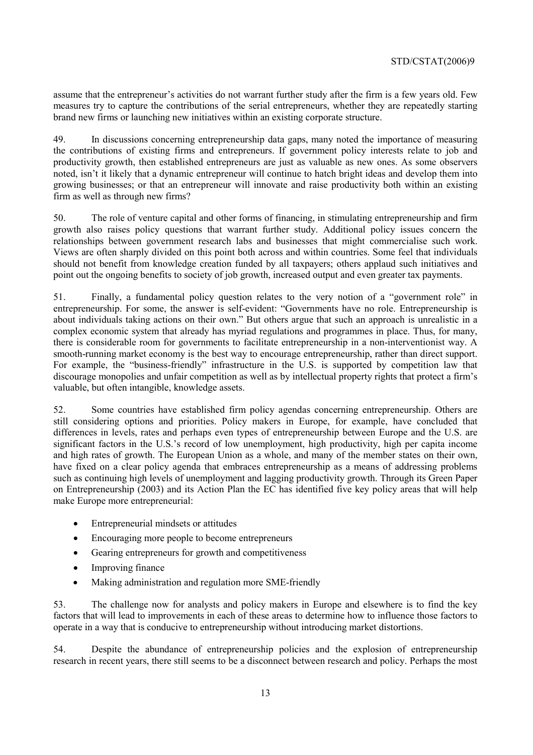assume that the entrepreneur's activities do not warrant further study after the firm is a few years old. Few measures try to capture the contributions of the serial entrepreneurs, whether they are repeatedly starting brand new firms or launching new initiatives within an existing corporate structure.

49. In discussions concerning entrepreneurship data gaps, many noted the importance of measuring the contributions of existing firms and entrepreneurs. If government policy interests relate to job and productivity growth, then established entrepreneurs are just as valuable as new ones. As some observers noted, isn't it likely that a dynamic entrepreneur will continue to hatch bright ideas and develop them into growing businesses; or that an entrepreneur will innovate and raise productivity both within an existing firm as well as through new firms?

50. The role of venture capital and other forms of financing, in stimulating entrepreneurship and firm growth also raises policy questions that warrant further study. Additional policy issues concern the relationships between government research labs and businesses that might commercialise such work. Views are often sharply divided on this point both across and within countries. Some feel that individuals should not benefit from knowledge creation funded by all taxpayers; others applaud such initiatives and point out the ongoing benefits to society of job growth, increased output and even greater tax payments.

51. Finally, a fundamental policy question relates to the very notion of a "government role" in entrepreneurship. For some, the answer is self-evident: "Governments have no role. Entrepreneurship is about individuals taking actions on their own." But others argue that such an approach is unrealistic in a complex economic system that already has myriad regulations and programmes in place. Thus, for many, there is considerable room for governments to facilitate entrepreneurship in a non-interventionist way. A smooth-running market economy is the best way to encourage entrepreneurship, rather than direct support. For example, the "business-friendly" infrastructure in the U.S. is supported by competition law that discourage monopolies and unfair competition as well as by intellectual property rights that protect a firm's valuable, but often intangible, knowledge assets.

52. Some countries have established firm policy agendas concerning entrepreneurship. Others are still considering options and priorities. Policy makers in Europe, for example, have concluded that differences in levels, rates and perhaps even types of entrepreneurship between Europe and the U.S. are significant factors in the U.S.'s record of low unemployment, high productivity, high per capita income and high rates of growth. The European Union as a whole, and many of the member states on their own, have fixed on a clear policy agenda that embraces entrepreneurship as a means of addressing problems such as continuing high levels of unemployment and lagging productivity growth. Through its Green Paper on Entrepreneurship (2003) and its Action Plan the EC has identified five key policy areas that will help make Europe more entrepreneurial:

- Entrepreneurial mindsets or attitudes
- Encouraging more people to become entrepreneurs
- Gearing entrepreneurs for growth and competitiveness
- Improving finance
- Making administration and regulation more SME-friendly

53. The challenge now for analysts and policy makers in Europe and elsewhere is to find the key factors that will lead to improvements in each of these areas to determine how to influence those factors to operate in a way that is conducive to entrepreneurship without introducing market distortions.

54. Despite the abundance of entrepreneurship policies and the explosion of entrepreneurship research in recent years, there still seems to be a disconnect between research and policy. Perhaps the most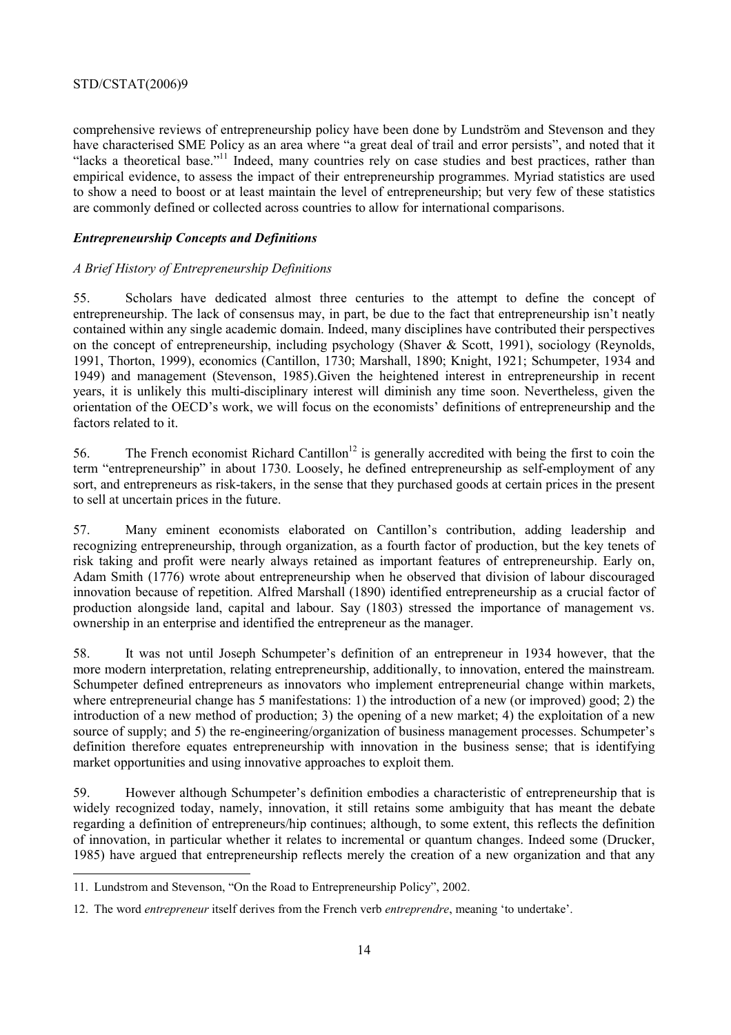comprehensive reviews of entrepreneurship policy have been done by Lundström and Stevenson and they have characterised SME Policy as an area where "a great deal of trail and error persists", and noted that it "lacks a theoretical base."[11] Indeed, many countries rely on case studies and best practices, rather than empirical evidence, to assess the impact of their entrepreneurship programmes. Myriad statistics are used to show a need to boost or at least maintain the level of entrepreneurship; but very few of these statistics are commonly defined or collected across countries to allow for international comparisons.

### *Entrepreneurship Concepts and Definitions*

#### *A Brief History of Entrepreneurship Definitions*

55. Scholars have dedicated almost three centuries to the attempt to define the concept of entrepreneurship. The lack of consensus may, in part, be due to the fact that entrepreneurship isn't neatly contained within any single academic domain. Indeed, many disciplines have contributed their perspectives on the concept of entrepreneurship, including psychology (Shaver & Scott, 1991), sociology (Reynolds, 1991, Thorton, 1999), economics (Cantillon, 1730; Marshall, 1890; Knight, 1921; Schumpeter, 1934 and 1949) and management (Stevenson, 1985).Given the heightened interest in entrepreneurship in recent years, it is unlikely this multi-disciplinary interest will diminish any time soon. Nevertheless, given the orientation of the OECD's work, we will focus on the economists' definitions of entrepreneurship and the factors related to it.

56. The French economist Richard Cantillon[12] is generally accredited with being the first to coin the term "entrepreneurship" in about 1730. Loosely, he defined entrepreneurship as self-employment of any sort, and entrepreneurs as risk-takers, in the sense that they purchased goods at certain prices in the present to sell at uncertain prices in the future.

57. Many eminent economists elaborated on Cantillon's contribution, adding leadership and recognizing entrepreneurship, through organization, as a fourth factor of production, but the key tenets of risk taking and profit were nearly always retained as important features of entrepreneurship. Early on, Adam Smith (1776) wrote about entrepreneurship when he observed that division of labour discouraged innovation because of repetition. Alfred Marshall (1890) identified entrepreneurship as a crucial factor of production alongside land, capital and labour. Say (1803) stressed the importance of management vs. ownership in an enterprise and identified the entrepreneur as the manager.

58. It was not until Joseph Schumpeter's definition of an entrepreneur in 1934 however, that the more modern interpretation, relating entrepreneurship, additionally, to innovation, entered the mainstream. Schumpeter defined entrepreneurs as innovators who implement entrepreneurial change within markets, where entrepreneurial change has 5 manifestations: 1) the introduction of a new (or improved) good; 2) the introduction of a new method of production; 3) the opening of a new market; 4) the exploitation of a new source of supply; and 5) the re-engineering/organization of business management processes. Schumpeter's definition therefore equates entrepreneurship with innovation in the business sense; that is identifying market opportunities and using innovative approaches to exploit them.

59. However although Schumpeter's definition embodies a characteristic of entrepreneurship that is widely recognized today, namely, innovation, it still retains some ambiguity that has meant the debate regarding a definition of entrepreneurs/hip continues; although, to some extent, this reflects the definition of innovation, in particular whether it relates to incremental or quantum changes. Indeed some (Drucker, 1985) have argued that entrepreneurship reflects merely the creation of a new organization and that any

---

11. Lundstrom and Stevenson, "On the Road to Entrepreneurship Policy", 2002.

12. The word *entrepreneur* itself derives from the French verb *entreprendre*, meaning 'to undertake'.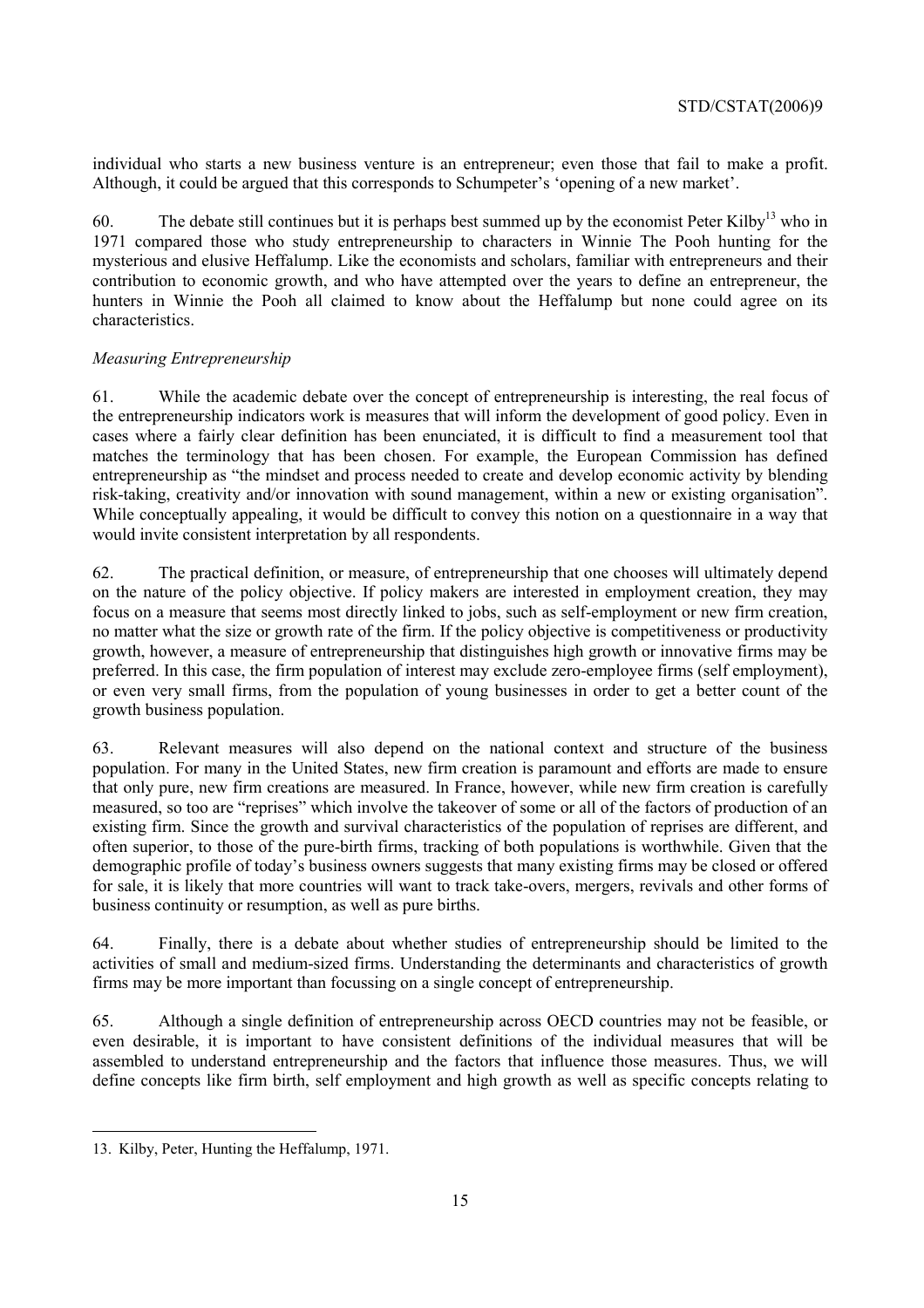individual who starts a new business venture is an entrepreneur; even those that fail to make a profit. Although, it could be argued that this corresponds to Schumpeter's 'opening of a new market'.

60. The debate still continues but it is perhaps best summed up by the economist Peter Kilby[13] who in 1971 compared those who study entrepreneurship to characters in Winnie The Pooh hunting for the mysterious and elusive Heffalump. Like the economists and scholars, familiar with entrepreneurs and their contribution to economic growth, and who have attempted over the years to define an entrepreneur, the hunters in Winnie the Pooh all claimed to know about the Heffalump but none could agree on its characteristics.

*Measuring Entrepreneurship*

61. While the academic debate over the concept of entrepreneurship is interesting, the real focus of the entrepreneurship indicators work is measures that will inform the development of good policy. Even in cases where a fairly clear definition has been enunciated, it is difficult to find a measurement tool that matches the terminology that has been chosen. For example, the European Commission has defined entrepreneurship as "the mindset and process needed to create and develop economic activity by blending risk-taking, creativity and/or innovation with sound management, within a new or existing organisation". While conceptually appealing, it would be difficult to convey this notion on a questionnaire in a way that would invite consistent interpretation by all respondents.

62. The practical definition, or measure, of entrepreneurship that one chooses will ultimately depend on the nature of the policy objective. If policy makers are interested in employment creation, they may focus on a measure that seems most directly linked to jobs, such as self-employment or new firm creation, no matter what the size or growth rate of the firm. If the policy objective is competitiveness or productivity growth, however, a measure of entrepreneurship that distinguishes high growth or innovative firms may be preferred. In this case, the firm population of interest may exclude zero-employee firms (self employment), or even very small firms, from the population of young businesses in order to get a better count of the growth business population.

63. Relevant measures will also depend on the national context and structure of the business population. For many in the United States, new firm creation is paramount and efforts are made to ensure that only pure, new firm creations are measured. In France, however, while new firm creation is carefully measured, so too are "reprises" which involve the takeover of some or all of the factors of production of an existing firm. Since the growth and survival characteristics of the population of reprises are different, and often superior, to those of the pure-birth firms, tracking of both populations is worthwhile. Given that the demographic profile of today's business owners suggests that many existing firms may be closed or offered for sale, it is likely that more countries will want to track take-overs, mergers, revivals and other forms of business continuity or resumption, as well as pure births.

64. Finally, there is a debate about whether studies of entrepreneurship should be limited to the activities of small and medium-sized firms. Understanding the determinants and characteristics of growth firms may be more important than focussing on a single concept of entrepreneurship.

65. Although a single definition of entrepreneurship across OECD countries may not be feasible, or even desirable, it is important to have consistent definitions of the individual measures that will be assembled to understand entrepreneurship and the factors that influence those measures. Thus, we will define concepts like firm birth, self employment and high growth as well as specific concepts relating to

13. Kilby, Peter, Hunting the Heffalump, 1971.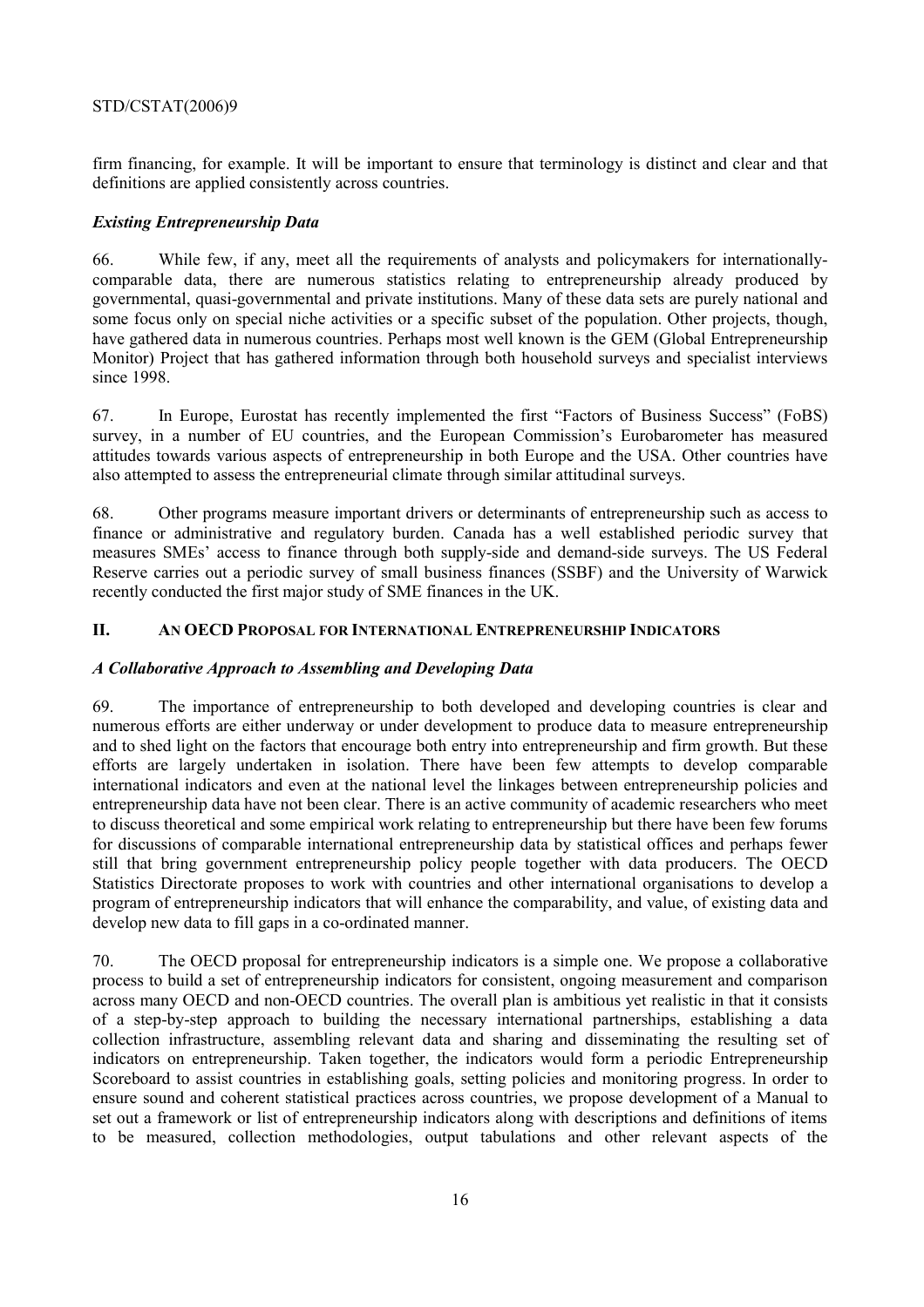firm financing, for example. It will be important to ensure that terminology is distinct and clear and that definitions are applied consistently across countries.

### *Existing Entrepreneurship Data*

66. While few, if any, meet all the requirements of analysts and policymakers for internationally-comparable data, there are numerous statistics relating to entrepreneurship already produced by governmental, quasi-governmental and private institutions. Many of these data sets are purely national and some focus only on special niche activities or a specific subset of the population. Other projects, though, have gathered data in numerous countries. Perhaps most well known is the GEM (Global Entrepreneurship Monitor) Project that has gathered information through both household surveys and specialist interviews since 1998.

67. In Europe, Eurostat has recently implemented the first "Factors of Business Success" (FoBS) survey, in a number of EU countries, and the European Commission's Eurobarometer has measured attitudes towards various aspects of entrepreneurship in both Europe and the USA. Other countries have also attempted to assess the entrepreneurial climate through similar attitudinal surveys.

68. Other programs measure important drivers or determinants of entrepreneurship such as access to finance or administrative and regulatory burden. Canada has a well established periodic survey that measures SMEs' access to finance through both supply-side and demand-side surveys. The US Federal Reserve carries out a periodic survey of small business finances (SSBF) and the University of Warwick recently conducted the first major study of SME finances in the UK.

## II. AN OECD PROPOSAL FOR INTERNATIONAL ENTREPRENEURSHIP INDICATORS

### *A Collaborative Approach to Assembling and Developing Data*

69. The importance of entrepreneurship to both developed and developing countries is clear and numerous efforts are either underway or under development to produce data to measure entrepreneurship and to shed light on the factors that encourage both entry into entrepreneurship and firm growth. But these efforts are largely undertaken in isolation. There have been few attempts to develop comparable international indicators and even at the national level the linkages between entrepreneurship policies and entrepreneurship data have not been clear. There is an active community of academic researchers who meet to discuss theoretical and some empirical work relating to entrepreneurship but there have been few forums for discussions of comparable international entrepreneurship data by statistical offices and perhaps fewer still that bring government entrepreneurship policy people together with data producers. The OECD Statistics Directorate proposes to work with countries and other international organisations to develop a program of entrepreneurship indicators that will enhance the comparability, and value, of existing data and develop new data to fill gaps in a co-ordinated manner.

70. The OECD proposal for entrepreneurship indicators is a simple one. We propose a collaborative process to build a set of entrepreneurship indicators for consistent, ongoing measurement and comparison across many OECD and non-OECD countries. The overall plan is ambitious yet realistic in that it consists of a step-by-step approach to building the necessary international partnerships, establishing a data collection infrastructure, assembling relevant data and sharing and disseminating the resulting set of indicators on entrepreneurship. Taken together, the indicators would form a periodic Entrepreneurship Scoreboard to assist countries in establishing goals, setting policies and monitoring progress. In order to ensure sound and coherent statistical practices across countries, we propose development of a Manual to set out a framework or list of entrepreneurship indicators along with descriptions and definitions of items to be measured, collection methodologies, output tabulations and other relevant aspects of the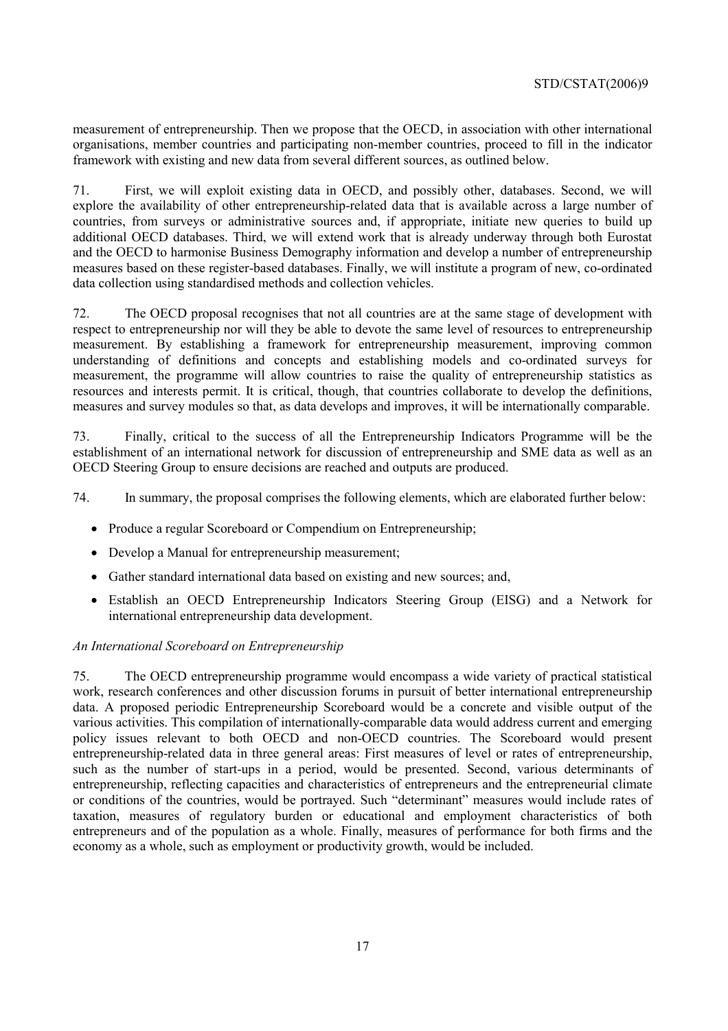measurement of entrepreneurship. Then we propose that the OECD, in association with other international organisations, member countries and participating non-member countries, proceed to fill in the indicator framework with existing and new data from several different sources, as outlined below.

71. First, we will exploit existing data in OECD, and possibly other, databases. Second, we will explore the availability of other entrepreneurship-related data that is available across a large number of countries, from surveys or administrative sources and, if appropriate, initiate new queries to build up additional OECD databases. Third, we will extend work that is already underway through both Eurostat and the OECD to harmonise Business Demography information and develop a number of entrepreneurship measures based on these register-based databases. Finally, we will institute a program of new, co-ordinated data collection using standardised methods and collection vehicles.

72. The OECD proposal recognises that not all countries are at the same stage of development with respect to entrepreneurship nor will they be able to devote the same level of resources to entrepreneurship measurement. By establishing a framework for entrepreneurship measurement, improving common understanding of definitions and concepts and establishing models and co-ordinated surveys for measurement, the programme will allow countries to raise the quality of entrepreneurship statistics as resources and interests permit. It is critical, though, that countries collaborate to develop the definitions, measures and survey modules so that, as data develops and improves, it will be internationally comparable.

73. Finally, critical to the success of all the Entrepreneurship Indicators Programme will be the establishment of an international network for discussion of entrepreneurship and SME data as well as an OECD Steering Group to ensure decisions are reached and outputs are produced.

74. In summary, the proposal comprises the following elements, which are elaborated further below:

- Produce a regular Scoreboard or Compendium on Entrepreneurship;
- Develop a Manual for entrepreneurship measurement;
- Gather standard international data based on existing and new sources; and,
- Establish an OECD Entrepreneurship Indicators Steering Group (EISG) and a Network for international entrepreneurship data development.

*An International Scoreboard on Entrepreneurship*

75. The OECD entrepreneurship programme would encompass a wide variety of practical statistical work, research conferences and other discussion forums in pursuit of better international entrepreneurship data. A proposed periodic Entrepreneurship Scoreboard would be a concrete and visible output of the various activities. This compilation of internationally-comparable data would address current and emerging policy issues relevant to both OECD and non-OECD countries. The Scoreboard would present entrepreneurship-related data in three general areas: First measures of level or rates of entrepreneurship, such as the number of start-ups in a period, would be presented. Second, various determinants of entrepreneurship, reflecting capacities and characteristics of entrepreneurs and the entrepreneurial climate or conditions of the countries, would be portrayed. Such "determinant" measures would include rates of taxation, measures of regulatory burden or educational and employment characteristics of both entrepreneurs and of the population as a whole. Finally, measures of performance for both firms and the economy as a whole, such as employment or productivity growth, would be included.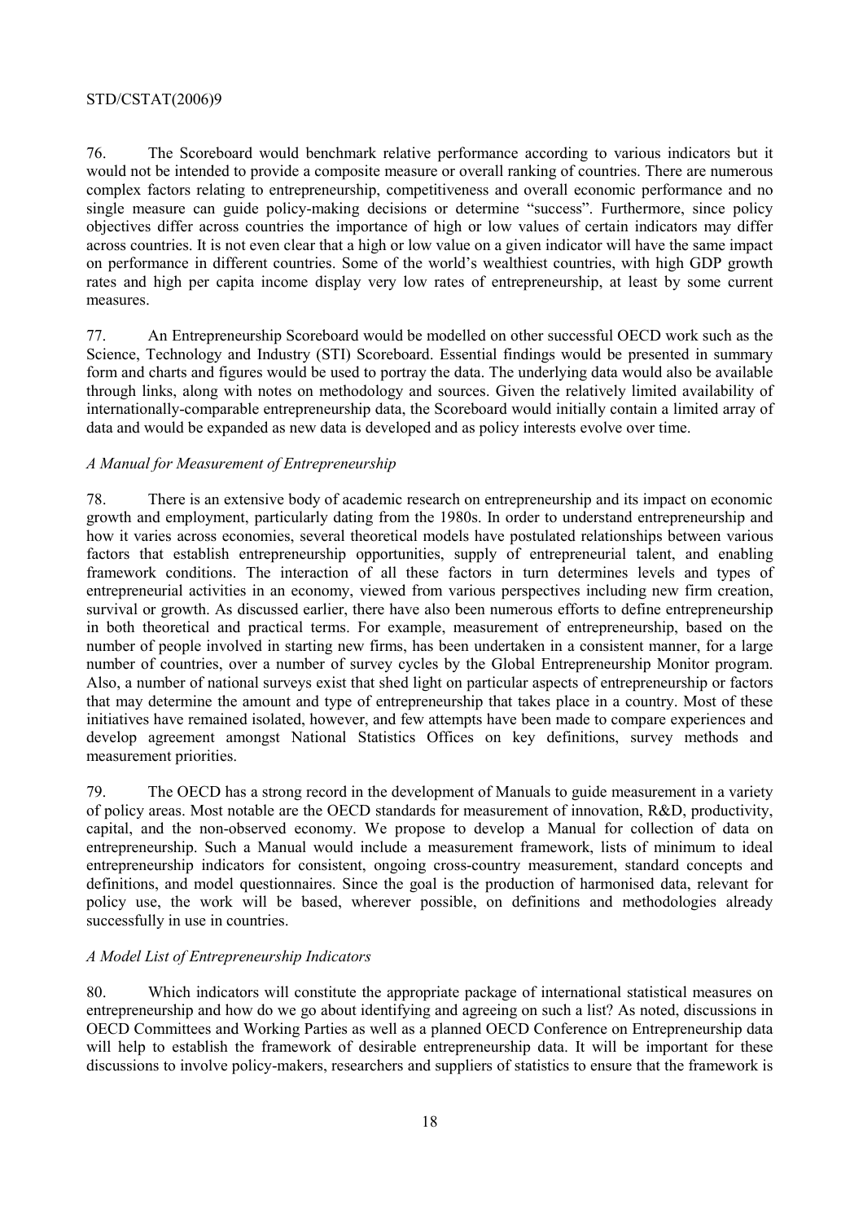76. The Scoreboard would benchmark relative performance according to various indicators but it would not be intended to provide a composite measure or overall ranking of countries. There are numerous complex factors relating to entrepreneurship, competitiveness and overall economic performance and no single measure can guide policy-making decisions or determine "success". Furthermore, since policy objectives differ across countries the importance of high or low values of certain indicators may differ across countries. It is not even clear that a high or low value on a given indicator will have the same impact on performance in different countries. Some of the world's wealthiest countries, with high GDP growth rates and high per capita income display very low rates of entrepreneurship, at least by some current measures.

77. An Entrepreneurship Scoreboard would be modelled on other successful OECD work such as the Science, Technology and Industry (STI) Scoreboard. Essential findings would be presented in summary form and charts and figures would be used to portray the data. The underlying data would also be available through links, along with notes on methodology and sources. Given the relatively limited availability of internationally-comparable entrepreneurship data, the Scoreboard would initially contain a limited array of data and would be expanded as new data is developed and as policy interests evolve over time.

*A Manual for Measurement of Entrepreneurship*

78. There is an extensive body of academic research on entrepreneurship and its impact on economic growth and employment, particularly dating from the 1980s. In order to understand entrepreneurship and how it varies across economies, several theoretical models have postulated relationships between various factors that establish entrepreneurship opportunities, supply of entrepreneurial talent, and enabling framework conditions. The interaction of all these factors in turn determines levels and types of entrepreneurial activities in an economy, viewed from various perspectives including new firm creation, survival or growth. As discussed earlier, there have also been numerous efforts to define entrepreneurship in both theoretical and practical terms. For example, measurement of entrepreneurship, based on the number of people involved in starting new firms, has been undertaken in a consistent manner, for a large number of countries, over a number of survey cycles by the Global Entrepreneurship Monitor program. Also, a number of national surveys exist that shed light on particular aspects of entrepreneurship or factors that may determine the amount and type of entrepreneurship that takes place in a country. Most of these initiatives have remained isolated, however, and few attempts have been made to compare experiences and develop agreement amongst National Statistics Offices on key definitions, survey methods and measurement priorities.

79. The OECD has a strong record in the development of Manuals to guide measurement in a variety of policy areas. Most notable are the OECD standards for measurement of innovation, R&D, productivity, capital, and the non-observed economy. We propose to develop a Manual for collection of data on entrepreneurship. Such a Manual would include a measurement framework, lists of minimum to ideal entrepreneurship indicators for consistent, ongoing cross-country measurement, standard concepts and definitions, and model questionnaires. Since the goal is the production of harmonised data, relevant for policy use, the work will be based, wherever possible, on definitions and methodologies already successfully in use in countries.

*A Model List of Entrepreneurship Indicators*

80. Which indicators will constitute the appropriate package of international statistical measures on entrepreneurship and how do we go about identifying and agreeing on such a list? As noted, discussions in OECD Committees and Working Parties as well as a planned OECD Conference on Entrepreneurship data will help to establish the framework of desirable entrepreneurship data. It will be important for these discussions to involve policy-makers, researchers and suppliers of statistics to ensure that the framework is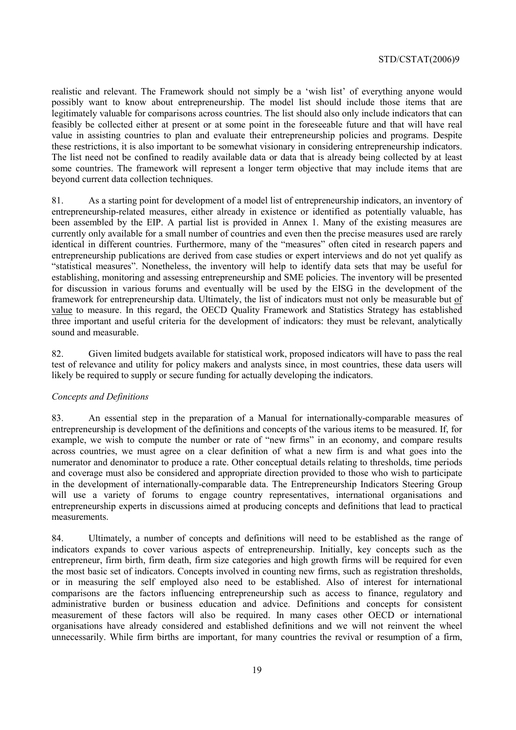realistic and relevant. The Framework should not simply be a 'wish list' of everything anyone would possibly want to know about entrepreneurship. The model list should include those items that are legitimately valuable for comparisons across countries. The list should also only include indicators that can feasibly be collected either at present or at some point in the foreseeable future and that will have real value in assisting countries to plan and evaluate their entrepreneurship policies and programs. Despite these restrictions, it is also important to be somewhat visionary in considering entrepreneurship indicators. The list need not be confined to readily available data or data that is already being collected by at least some countries. The framework will represent a longer term objective that may include items that are beyond current data collection techniques.

81. As a starting point for development of a model list of entrepreneurship indicators, an inventory of entrepreneurship-related measures, either already in existence or identified as potentially valuable, has been assembled by the EIP. A partial list is provided in Annex 1. Many of the existing measures are currently only available for a small number of countries and even then the precise measures used are rarely identical in different countries. Furthermore, many of the "measures" often cited in research papers and entrepreneurship publications are derived from case studies or expert interviews and do not yet qualify as "statistical measures". Nonetheless, the inventory will help to identify data sets that may be useful for establishing, monitoring and assessing entrepreneurship and SME policies. The inventory will be presented for discussion in various forums and eventually will be used by the EISG in the development of the framework for entrepreneurship data. Ultimately, the list of indicators must not only be measurable but <u>of value</u> to measure. In this regard, the OECD Quality Framework and Statistics Strategy has established three important and useful criteria for the development of indicators: they must be relevant, analytically sound and measurable.

82. Given limited budgets available for statistical work, proposed indicators will have to pass the real test of relevance and utility for policy makers and analysts since, in most countries, these data users will likely be required to supply or secure funding for actually developing the indicators.

*Concepts and Definitions*

83. An essential step in the preparation of a Manual for internationally-comparable measures of entrepreneurship is development of the definitions and concepts of the various items to be measured. If, for example, we wish to compute the number or rate of "new firms" in an economy, and compare results across countries, we must agree on a clear definition of what a new firm is and what goes into the numerator and denominator to produce a rate. Other conceptual details relating to thresholds, time periods and coverage must also be considered and appropriate direction provided to those who wish to participate in the development of internationally-comparable data. The Entrepreneurship Indicators Steering Group will use a variety of forums to engage country representatives, international organisations and entrepreneurship experts in discussions aimed at producing concepts and definitions that lead to practical measurements.

84. Ultimately, a number of concepts and definitions will need to be established as the range of indicators expands to cover various aspects of entrepreneurship. Initially, key concepts such as the entrepreneur, firm birth, firm death, firm size categories and high growth firms will be required for even the most basic set of indicators. Concepts involved in counting new firms, such as registration thresholds, or in measuring the self employed also need to be established. Also of interest for international comparisons are the factors influencing entrepreneurship such as access to finance, regulatory and administrative burden or business education and advice. Definitions and concepts for consistent measurement of these factors will also be required. In many cases other OECD or international organisations have already considered and established definitions and we will not reinvent the wheel unnecessarily. While firm births are important, for many countries the revival or resumption of a firm,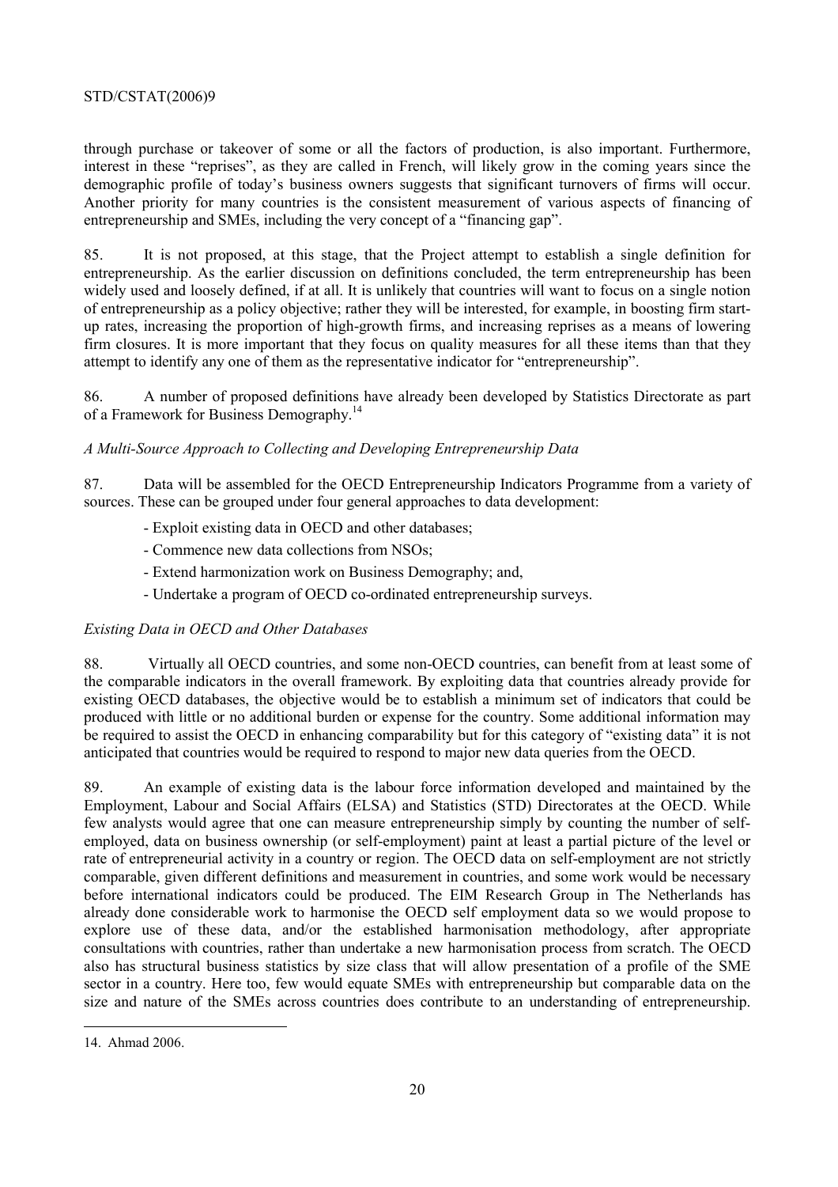through purchase or takeover of some or all the factors of production, is also important. Furthermore, interest in these "reprises", as they are called in French, will likely grow in the coming years since the demographic profile of today's business owners suggests that significant turnovers of firms will occur. Another priority for many countries is the consistent measurement of various aspects of financing of entrepreneurship and SMEs, including the very concept of a "financing gap".

85. It is not proposed, at this stage, that the Project attempt to establish a single definition for entrepreneurship. As the earlier discussion on definitions concluded, the term entrepreneurship has been widely used and loosely defined, if at all. It is unlikely that countries will want to focus on a single notion of entrepreneurship as a policy objective; rather they will be interested, for example, in boosting firm start-up rates, increasing the proportion of high-growth firms, and increasing reprises as a means of lowering firm closures. It is more important that they focus on quality measures for all these items than that they attempt to identify any one of them as the representative indicator for "entrepreneurship".

86. A number of proposed definitions have already been developed by Statistics Directorate as part of a Framework for Business Demography.[14]

*A Multi-Source Approach to Collecting and Developing Entrepreneurship Data*

87. Data will be assembled for the OECD Entrepreneurship Indicators Programme from a variety of sources. These can be grouped under four general approaches to data development:

- Exploit existing data in OECD and other databases;
- Commence new data collections from NSOs;
- Extend harmonization work on Business Demography; and,
- Undertake a program of OECD co-ordinated entrepreneurship surveys.

*Existing Data in OECD and Other Databases*

88. Virtually all OECD countries, and some non-OECD countries, can benefit from at least some of the comparable indicators in the overall framework. By exploiting data that countries already provide for existing OECD databases, the objective would be to establish a minimum set of indicators that could be produced with little or no additional burden or expense for the country. Some additional information may be required to assist the OECD in enhancing comparability but for this category of "existing data" it is not anticipated that countries would be required to respond to major new data queries from the OECD.

89. An example of existing data is the labour force information developed and maintained by the Employment, Labour and Social Affairs (ELSA) and Statistics (STD) Directorates at the OECD. While few analysts would agree that one can measure entrepreneurship simply by counting the number of self-employed, data on business ownership (or self-employment) paint at least a partial picture of the level or rate of entrepreneurial activity in a country or region. The OECD data on self-employment are not strictly comparable, given different definitions and measurement in countries, and some work would be necessary before international indicators could be produced. The EIM Research Group in The Netherlands has already done considerable work to harmonise the OECD self employment data so we would propose to explore use of these data, and/or the established harmonisation methodology, after appropriate consultations with countries, rather than undertake a new harmonisation process from scratch. The OECD also has structural business statistics by size class that will allow presentation of a profile of the SME sector in a country. Here too, few would equate SMEs with entrepreneurship but comparable data on the size and nature of the SMEs across countries does contribute to an understanding of entrepreneurship.

14. Ahmad 2006.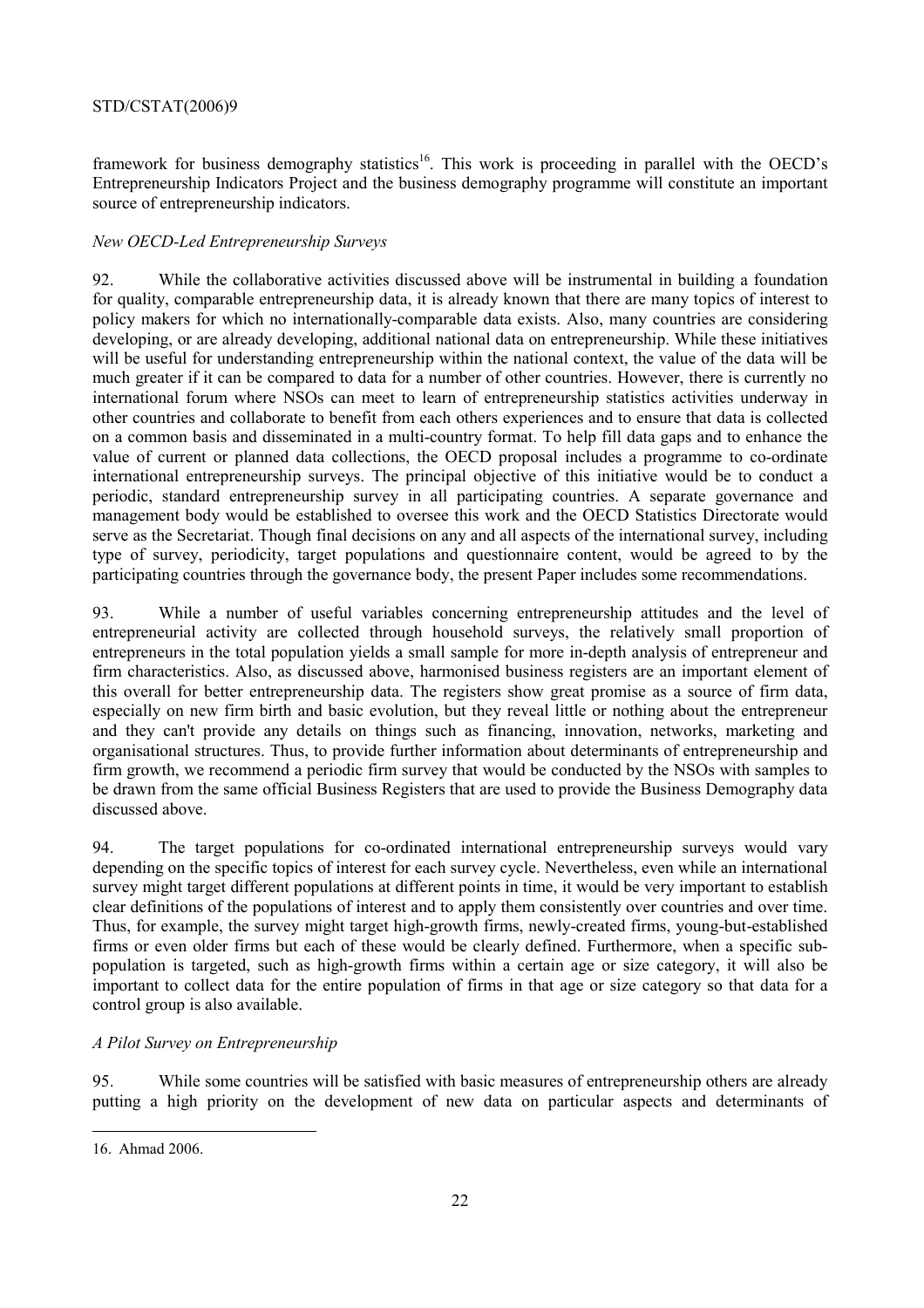framework for business demography statistics[16]. This work is proceeding in parallel with the OECD's Entrepreneurship Indicators Project and the business demography programme will constitute an important source of entrepreneurship indicators.

*New OECD-Led Entrepreneurship Surveys*

92. While the collaborative activities discussed above will be instrumental in building a foundation for quality, comparable entrepreneurship data, it is already known that there are many topics of interest to policy makers for which no internationally-comparable data exists. Also, many countries are considering developing, or are already developing, additional national data on entrepreneurship. While these initiatives will be useful for understanding entrepreneurship within the national context, the value of the data will be much greater if it can be compared to data for a number of other countries. However, there is currently no international forum where NSOs can meet to learn of entrepreneurship statistics activities underway in other countries and collaborate to benefit from each others experiences and to ensure that data is collected on a common basis and disseminated in a multi-country format. To help fill data gaps and to enhance the value of current or planned data collections, the OECD proposal includes a programme to co-ordinate international entrepreneurship surveys. The principal objective of this initiative would be to conduct a periodic, standard entrepreneurship survey in all participating countries. A separate governance and management body would be established to oversee this work and the OECD Statistics Directorate would serve as the Secretariat. Though final decisions on any and all aspects of the international survey, including type of survey, periodicity, target populations and questionnaire content, would be agreed to by the participating countries through the governance body, the present Paper includes some recommendations.

93. While a number of useful variables concerning entrepreneurship attitudes and the level of entrepreneurial activity are collected through household surveys, the relatively small proportion of entrepreneurs in the total population yields a small sample for more in-depth analysis of entrepreneur and firm characteristics. Also, as discussed above, harmonised business registers are an important element of this overall for better entrepreneurship data. The registers show great promise as a source of firm data, especially on new firm birth and basic evolution, but they reveal little or nothing about the entrepreneur and they can't provide any details on things such as financing, innovation, networks, marketing and organisational structures. Thus, to provide further information about determinants of entrepreneurship and firm growth, we recommend a periodic firm survey that would be conducted by the NSOs with samples to be drawn from the same official Business Registers that are used to provide the Business Demography data discussed above.

94. The target populations for co-ordinated international entrepreneurship surveys would vary depending on the specific topics of interest for each survey cycle. Nevertheless, even while an international survey might target different populations at different points in time, it would be very important to establish clear definitions of the populations of interest and to apply them consistently over countries and over time. Thus, for example, the survey might target high-growth firms, newly-created firms, young-but-established firms or even older firms but each of these would be clearly defined. Furthermore, when a specific sub-population is targeted, such as high-growth firms within a certain age or size category, it will also be important to collect data for the entire population of firms in that age or size category so that data for a control group is also available.

*A Pilot Survey on Entrepreneurship*

95. While some countries will be satisfied with basic measures of entrepreneurship others are already putting a high priority on the development of new data on particular aspects and determinants of

16. Ahmad 2006.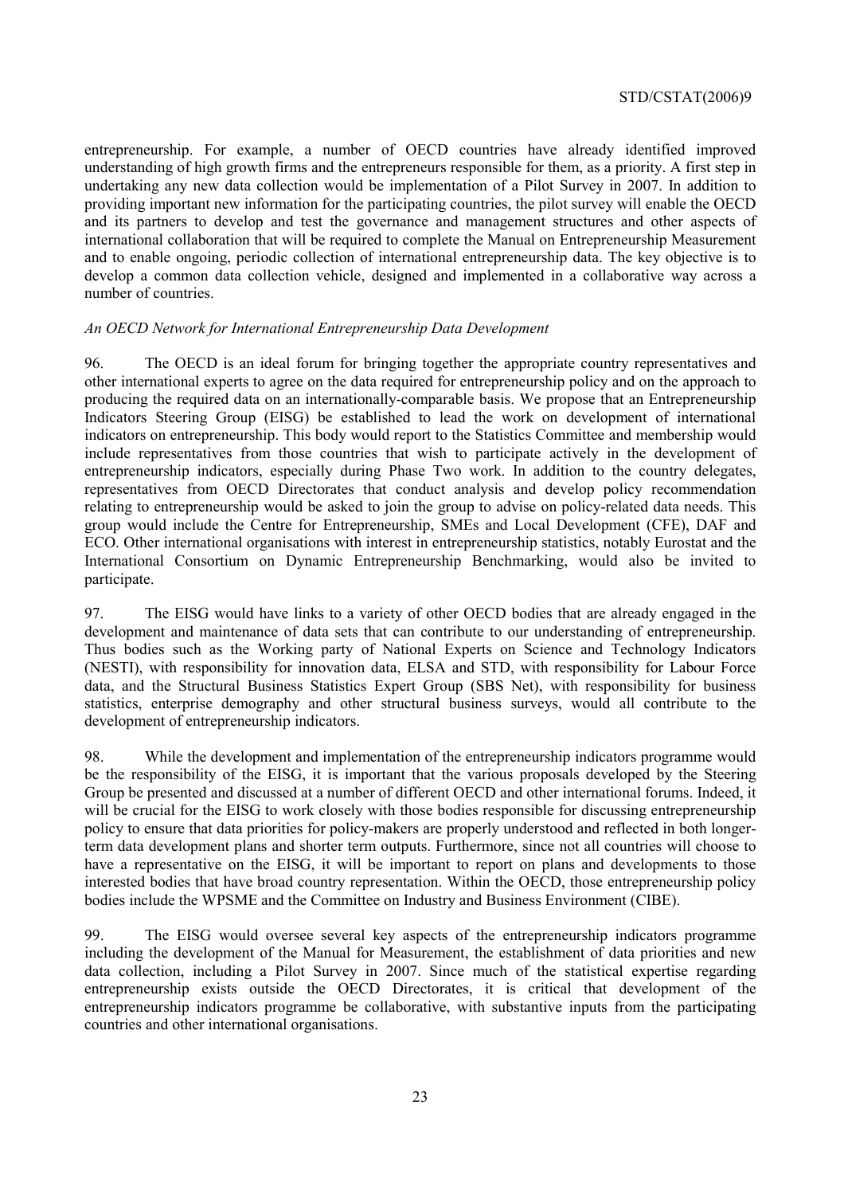entrepreneurship. For example, a number of OECD countries have already identified improved understanding of high growth firms and the entrepreneurs responsible for them, as a priority. A first step in undertaking any new data collection would be implementation of a Pilot Survey in 2007. In addition to providing important new information for the participating countries, the pilot survey will enable the OECD and its partners to develop and test the governance and management structures and other aspects of international collaboration that will be required to complete the Manual on Entrepreneurship Measurement and to enable ongoing, periodic collection of international entrepreneurship data. The key objective is to develop a common data collection vehicle, designed and implemented in a collaborative way across a number of countries.

*An OECD Network for International Entrepreneurship Data Development*

96. The OECD is an ideal forum for bringing together the appropriate country representatives and other international experts to agree on the data required for entrepreneurship policy and on the approach to producing the required data on an internationally-comparable basis. We propose that an Entrepreneurship Indicators Steering Group (EISG) be established to lead the work on development of international indicators on entrepreneurship. This body would report to the Statistics Committee and membership would include representatives from those countries that wish to participate actively in the development of entrepreneurship indicators, especially during Phase Two work. In addition to the country delegates, representatives from OECD Directorates that conduct analysis and develop policy recommendation relating to entrepreneurship would be asked to join the group to advise on policy-related data needs. This group would include the Centre for Entrepreneurship, SMEs and Local Development (CFE), DAF and ECO. Other international organisations with interest in entrepreneurship statistics, notably Eurostat and the International Consortium on Dynamic Entrepreneurship Benchmarking, would also be invited to participate.

97. The EISG would have links to a variety of other OECD bodies that are already engaged in the development and maintenance of data sets that can contribute to our understanding of entrepreneurship. Thus bodies such as the Working party of National Experts on Science and Technology Indicators (NESTI), with responsibility for innovation data, ELSA and STD, with responsibility for Labour Force data, and the Structural Business Statistics Expert Group (SBS Net), with responsibility for business statistics, enterprise demography and other structural business surveys, would all contribute to the development of entrepreneurship indicators.

98. While the development and implementation of the entrepreneurship indicators programme would be the responsibility of the EISG, it is important that the various proposals developed by the Steering Group be presented and discussed at a number of different OECD and other international forums. Indeed, it will be crucial for the EISG to work closely with those bodies responsible for discussing entrepreneurship policy to ensure that data priorities for policy-makers are properly understood and reflected in both longer-term data development plans and shorter term outputs. Furthermore, since not all countries will choose to have a representative on the EISG, it will be important to report on plans and developments to those interested bodies that have broad country representation. Within the OECD, those entrepreneurship policy bodies include the WPSME and the Committee on Industry and Business Environment (CIBE).

99. The EISG would oversee several key aspects of the entrepreneurship indicators programme including the development of the Manual for Measurement, the establishment of data priorities and new data collection, including a Pilot Survey in 2007. Since much of the statistical expertise regarding entrepreneurship exists outside the OECD Directorates, it is critical that development of the entrepreneurship indicators programme be collaborative, with substantive inputs from the participating countries and other international organisations.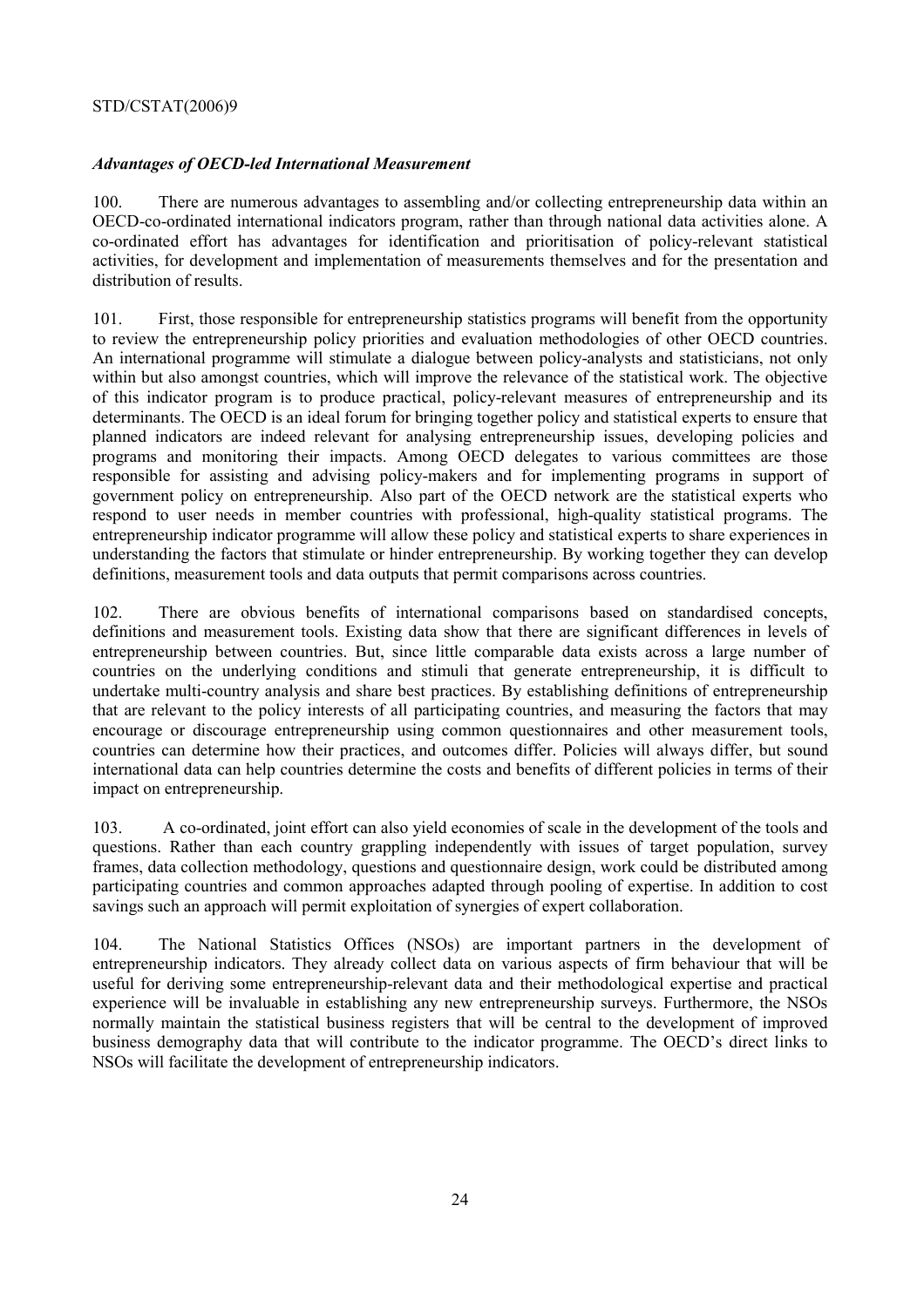### *Advantages of OECD-led International Measurement*

100. There are numerous advantages to assembling and/or collecting entrepreneurship data within an OECD-co-ordinated international indicators program, rather than through national data activities alone. A co-ordinated effort has advantages for identification and prioritisation of policy-relevant statistical activities, for development and implementation of measurements themselves and for the presentation and distribution of results.

101. First, those responsible for entrepreneurship statistics programs will benefit from the opportunity to review the entrepreneurship policy priorities and evaluation methodologies of other OECD countries. An international programme will stimulate a dialogue between policy-analysts and statisticians, not only within but also amongst countries, which will improve the relevance of the statistical work. The objective of this indicator program is to produce practical, policy-relevant measures of entrepreneurship and its determinants. The OECD is an ideal forum for bringing together policy and statistical experts to ensure that planned indicators are indeed relevant for analysing entrepreneurship issues, developing policies and programs and monitoring their impacts. Among OECD delegates to various committees are those responsible for assisting and advising policy-makers and for implementing programs in support of government policy on entrepreneurship. Also part of the OECD network are the statistical experts who respond to user needs in member countries with professional, high-quality statistical programs. The entrepreneurship indicator programme will allow these policy and statistical experts to share experiences in understanding the factors that stimulate or hinder entrepreneurship. By working together they can develop definitions, measurement tools and data outputs that permit comparisons across countries.

102. There are obvious benefits of international comparisons based on standardised concepts, definitions and measurement tools. Existing data show that there are significant differences in levels of entrepreneurship between countries. But, since little comparable data exists across a large number of countries on the underlying conditions and stimuli that generate entrepreneurship, it is difficult to undertake multi-country analysis and share best practices. By establishing definitions of entrepreneurship that are relevant to the policy interests of all participating countries, and measuring the factors that may encourage or discourage entrepreneurship using common questionnaires and other measurement tools, countries can determine how their practices, and outcomes differ. Policies will always differ, but sound international data can help countries determine the costs and benefits of different policies in terms of their impact on entrepreneurship.

103. A co-ordinated, joint effort can also yield economies of scale in the development of the tools and questions. Rather than each country grappling independently with issues of target population, survey frames, data collection methodology, questions and questionnaire design, work could be distributed among participating countries and common approaches adapted through pooling of expertise. In addition to cost savings such an approach will permit exploitation of synergies of expert collaboration.

104. The National Statistics Offices (NSOs) are important partners in the development of entrepreneurship indicators. They already collect data on various aspects of firm behaviour that will be useful for deriving some entrepreneurship-relevant data and their methodological expertise and practical experience will be invaluable in establishing any new entrepreneurship surveys. Furthermore, the NSOs normally maintain the statistical business registers that will be central to the development of improved business demography data that will contribute to the indicator programme. The OECD's direct links to NSOs will facilitate the development of entrepreneurship indicators.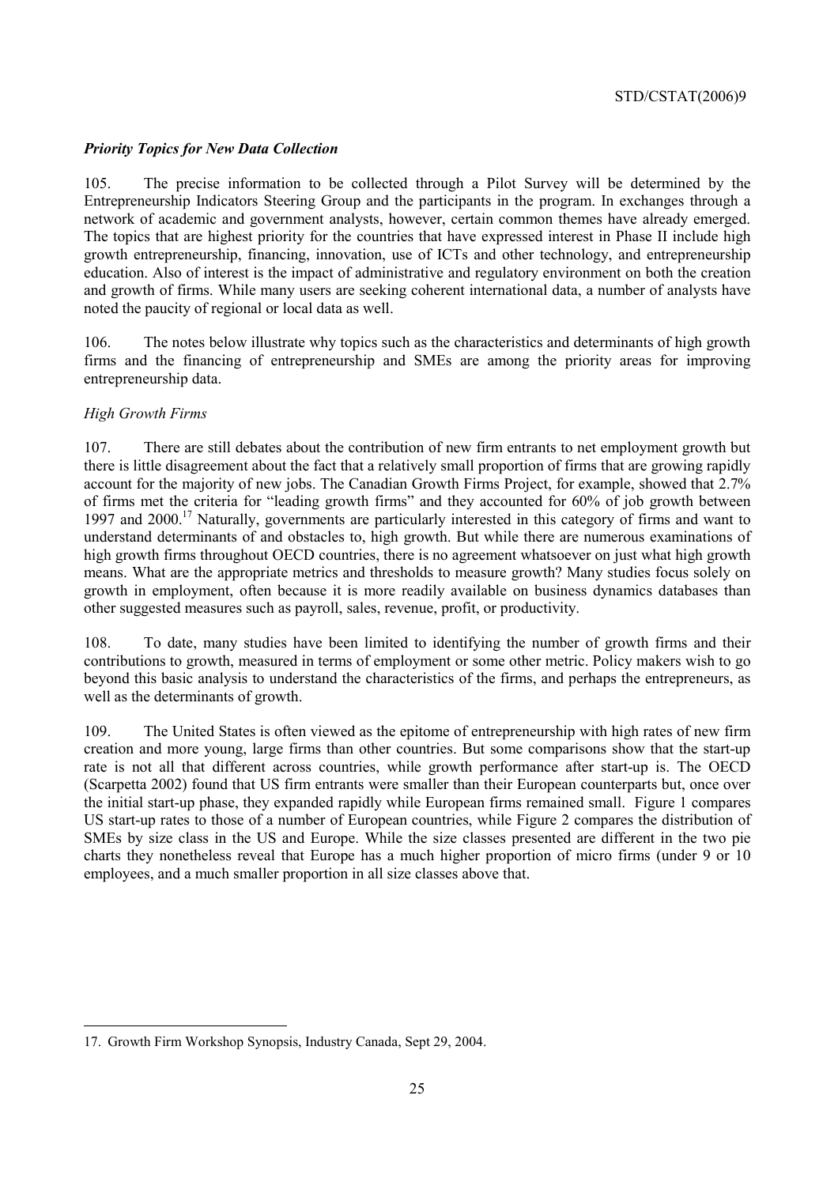### *Priority Topics for New Data Collection*

105. The precise information to be collected through a Pilot Survey will be determined by the Entrepreneurship Indicators Steering Group and the participants in the program. In exchanges through a network of academic and government analysts, however, certain common themes have already emerged. The topics that are highest priority for the countries that have expressed interest in Phase II include high growth entrepreneurship, financing, innovation, use of ICTs and other technology, and entrepreneurship education. Also of interest is the impact of administrative and regulatory environment on both the creation and growth of firms. While many users are seeking coherent international data, a number of analysts have noted the paucity of regional or local data as well.

106. The notes below illustrate why topics such as the characteristics and determinants of high growth firms and the financing of entrepreneurship and SMEs are among the priority areas for improving entrepreneurship data.

#### *High Growth Firms*

107. There are still debates about the contribution of new firm entrants to net employment growth but there is little disagreement about the fact that a relatively small proportion of firms that are growing rapidly account for the majority of new jobs. The Canadian Growth Firms Project, for example, showed that 2.7% of firms met the criteria for "leading growth firms" and they accounted for 60% of job growth between 1997 and 2000.[17] Naturally, governments are particularly interested in this category of firms and want to understand determinants of and obstacles to, high growth. But while there are numerous examinations of high growth firms throughout OECD countries, there is no agreement whatsoever on just what high growth means. What are the appropriate metrics and thresholds to measure growth? Many studies focus solely on growth in employment, often because it is more readily available on business dynamics databases than other suggested measures such as payroll, sales, revenue, profit, or productivity.

108. To date, many studies have been limited to identifying the number of growth firms and their contributions to growth, measured in terms of employment or some other metric. Policy makers wish to go beyond this basic analysis to understand the characteristics of the firms, and perhaps the entrepreneurs, as well as the determinants of growth.

109. The United States is often viewed as the epitome of entrepreneurship with high rates of new firm creation and more young, large firms than other countries. But some comparisons show that the start-up rate is not all that different across countries, while growth performance after start-up is. The OECD (Scarpetta 2002) found that US firm entrants were smaller than their European counterparts but, once over the initial start-up phase, they expanded rapidly while European firms remained small. Figure 1 compares US start-up rates to those of a number of European countries, while Figure 2 compares the distribution of SMEs by size class in the US and Europe. While the size classes presented are different in the two pie charts they nonetheless reveal that Europe has a much higher proportion of micro firms (under 9 or 10 employees, and a much smaller proportion in all size classes above that.

---

17. Growth Firm Workshop Synopsis, Industry Canada, Sept 29, 2004.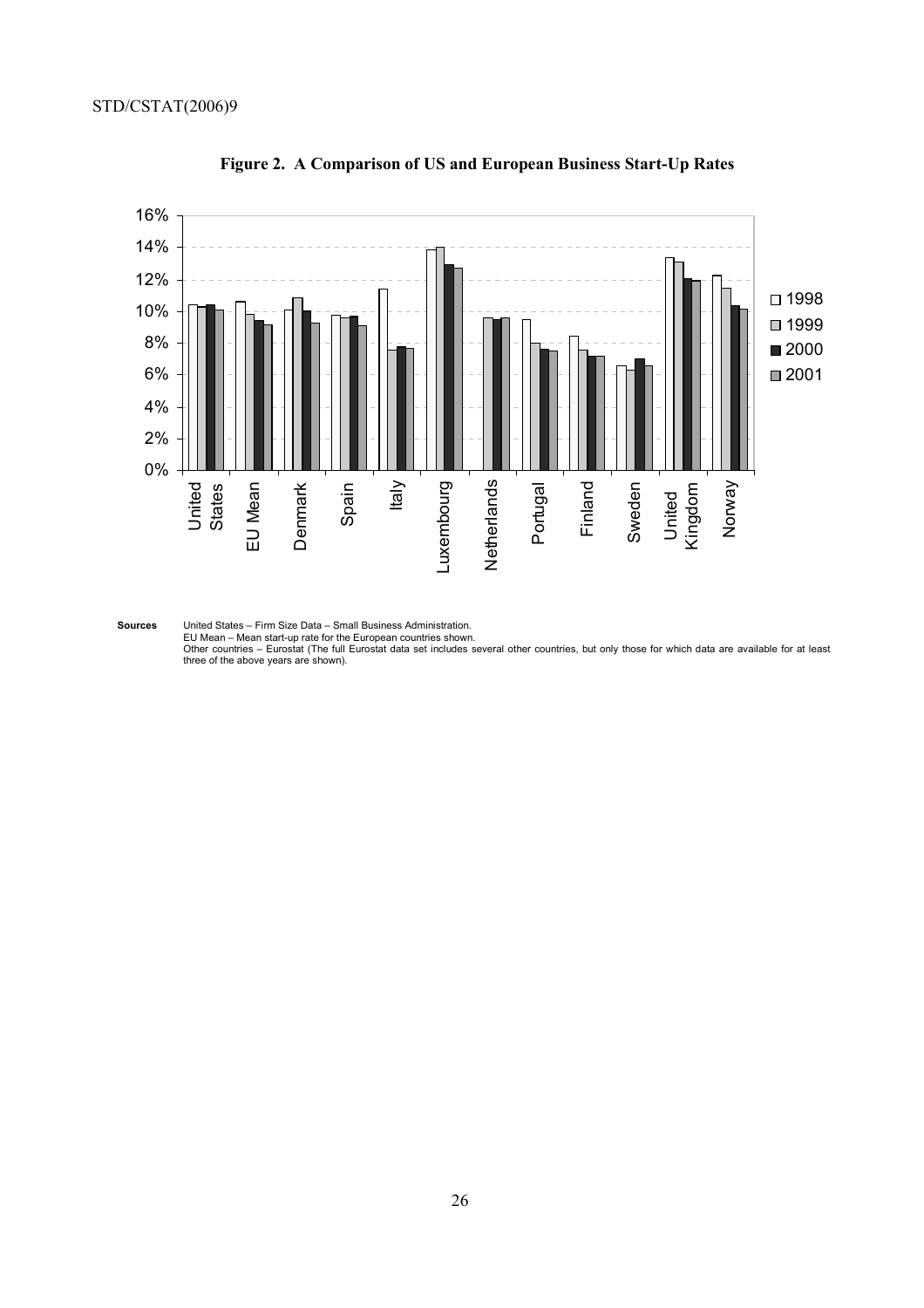**Figure 2. A Comparison of US and European Business Start-Up Rates**

**Sources** United States – Firm Size Data – Small Business Administration.
EU Mean – Mean start-up rate for the European countries shown.
Other countries – Eurostat (The full Eurostat data set includes several other countries, but only those for which data are available for at least three of the above years are shown).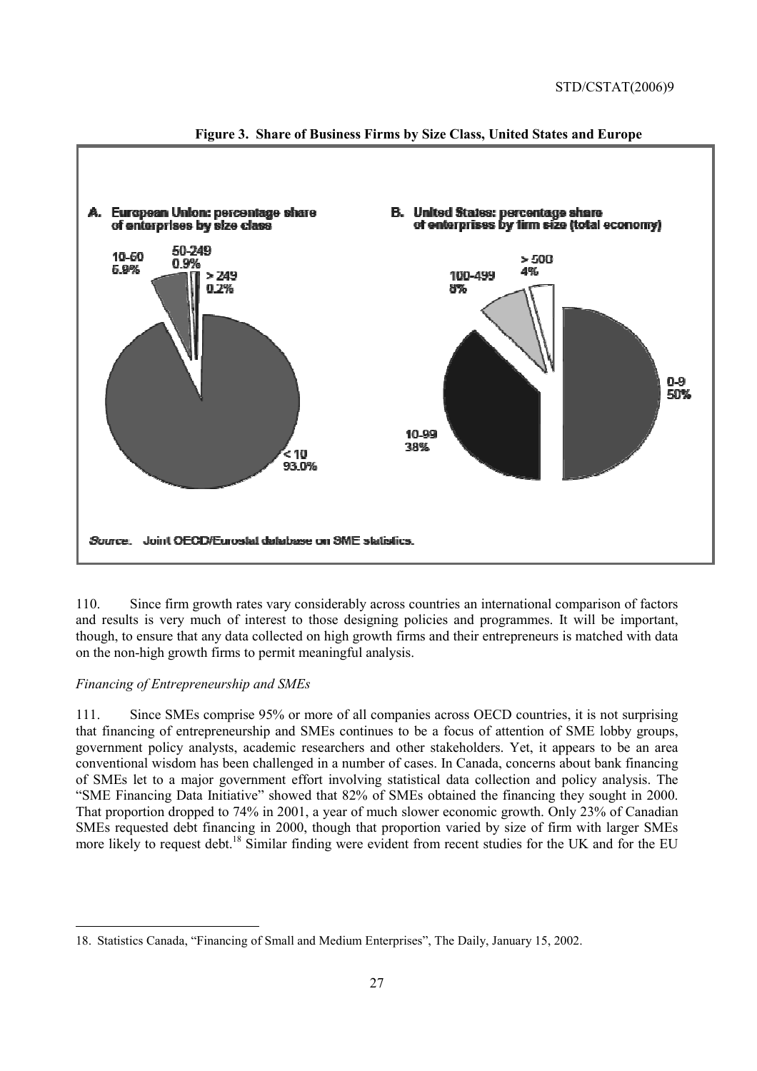**Figure 3. Share of Business Firms by Size Class, United States and Europe**

A. European Union: percentage share of enterprises by size class

- < 10: 93.0%
- 10-50: 5.9%
- 50-249: 0.9%
- > 249: 0.2%

B. United States: percentage share of enterprises by firm size (total economy)

- 0-9: 50%
- 10-99: 38%
- 100-499: 8%
- > 500: 4%

*Source.* Joint OECD/Eurostat database on SME statistics.

110. Since firm growth rates vary considerably across countries an international comparison of factors and results is very much of interest to those designing policies and programmes. It will be important, though, to ensure that any data collected on high growth firms and their entrepreneurs is matched with data on the non-high growth firms to permit meaningful analysis.

*Financing of Entrepreneurship and SMEs*

111. Since SMEs comprise 95% or more of all companies across OECD countries, it is not surprising that financing of entrepreneurship and SMEs continues to be a focus of attention of SME lobby groups, government policy analysts, academic researchers and other stakeholders. Yet, it appears to be an area conventional wisdom has been challenged in a number of cases. In Canada, concerns about bank financing of SMEs let to a major government effort involving statistical data collection and policy analysis. The "SME Financing Data Initiative" showed that 82% of SMEs obtained the financing they sought in 2000. That proportion dropped to 74% in 2001, a year of much slower economic growth. Only 23% of Canadian SMEs requested debt financing in 2000, though that proportion varied by size of firm with larger SMEs more likely to request debt.[18] Similar finding were evident from recent studies for the UK and for the EU

18. Statistics Canada, "Financing of Small and Medium Enterprises", The Daily, January 15, 2002.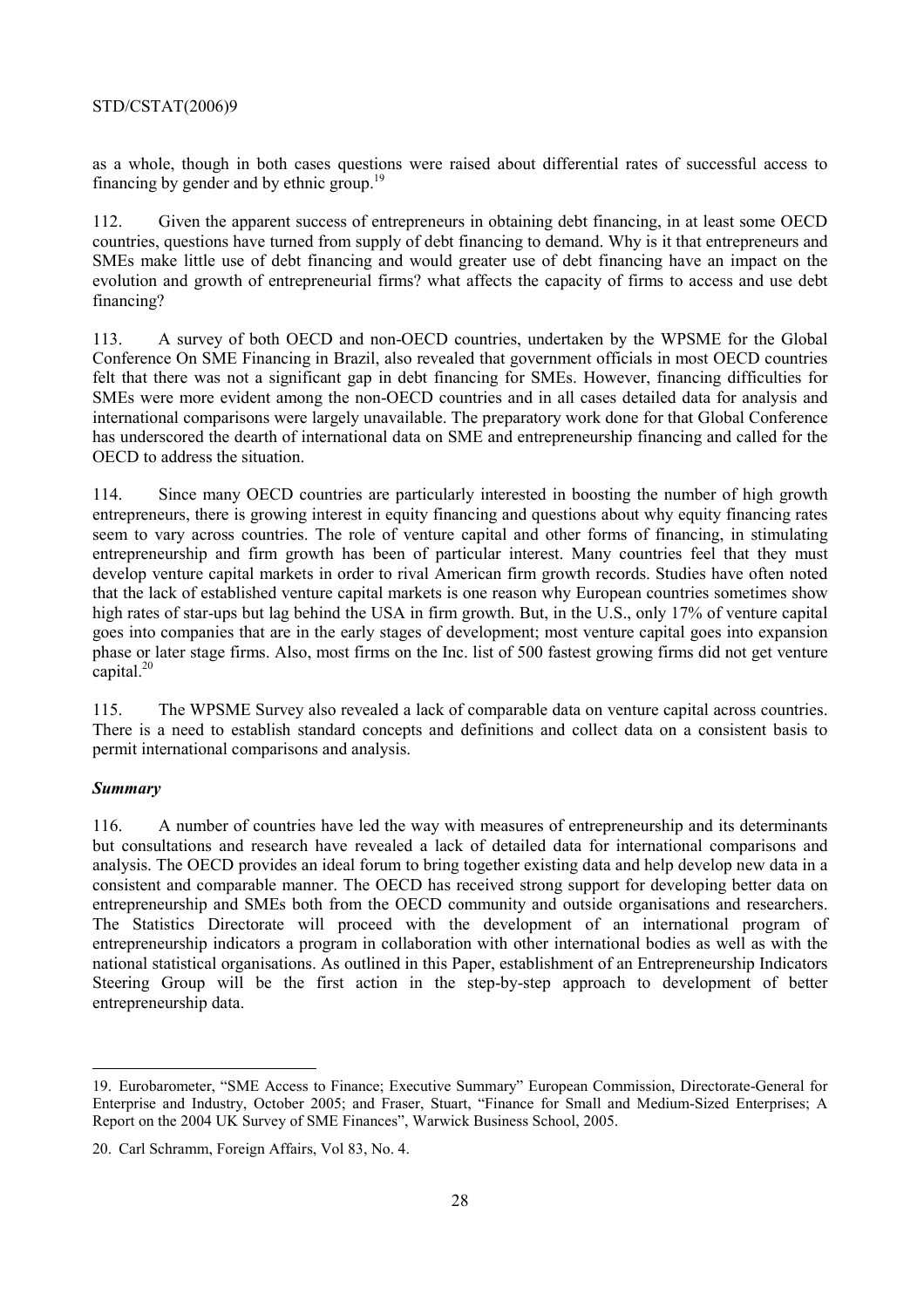as a whole, though in both cases questions were raised about differential rates of successful access to financing by gender and by ethnic group.[19]

112. Given the apparent success of entrepreneurs in obtaining debt financing, in at least some OECD countries, questions have turned from supply of debt financing to demand. Why is it that entrepreneurs and SMEs make little use of debt financing and would greater use of debt financing have an impact on the evolution and growth of entrepreneurial firms? what affects the capacity of firms to access and use debt financing?

113. A survey of both OECD and non-OECD countries, undertaken by the WPSME for the Global Conference On SME Financing in Brazil, also revealed that government officials in most OECD countries felt that there was not a significant gap in debt financing for SMEs. However, financing difficulties for SMEs were more evident among the non-OECD countries and in all cases detailed data for analysis and international comparisons were largely unavailable. The preparatory work done for that Global Conference has underscored the dearth of international data on SME and entrepreneurship financing and called for the OECD to address the situation.

114. Since many OECD countries are particularly interested in boosting the number of high growth entrepreneurs, there is growing interest in equity financing and questions about why equity financing rates seem to vary across countries. The role of venture capital and other forms of financing, in stimulating entrepreneurship and firm growth has been of particular interest. Many countries feel that they must develop venture capital markets in order to rival American firm growth records. Studies have often noted that the lack of established venture capital markets is one reason why European countries sometimes show high rates of star-ups but lag behind the USA in firm growth. But, in the U.S., only 17% of venture capital goes into companies that are in the early stages of development; most venture capital goes into expansion phase or later stage firms. Also, most firms on the Inc. list of 500 fastest growing firms did not get venture capital.[20]

115. The WPSME Survey also revealed a lack of comparable data on venture capital across countries. There is a need to establish standard concepts and definitions and collect data on a consistent basis to permit international comparisons and analysis.

***Summary***

116. A number of countries have led the way with measures of entrepreneurship and its determinants but consultations and research have revealed a lack of detailed data for international comparisons and analysis. The OECD provides an ideal forum to bring together existing data and help develop new data in a consistent and comparable manner. The OECD has received strong support for developing better data on entrepreneurship and SMEs both from the OECD community and outside organisations and researchers. The Statistics Directorate will proceed with the development of an international program of entrepreneurship indicators a program in collaboration with other international bodies as well as with the national statistical organisations. As outlined in this Paper, establishment of an Entrepreneurship Indicators Steering Group will be the first action in the step-by-step approach to development of better entrepreneurship data.

---

19. Eurobarometer, "SME Access to Finance; Executive Summary" European Commission, Directorate-General for Enterprise and Industry, October 2005; and Fraser, Stuart, "Finance for Small and Medium-Sized Enterprises; A Report on the 2004 UK Survey of SME Finances", Warwick Business School, 2005.

20. Carl Schramm, Foreign Affairs, Vol 83, No. 4.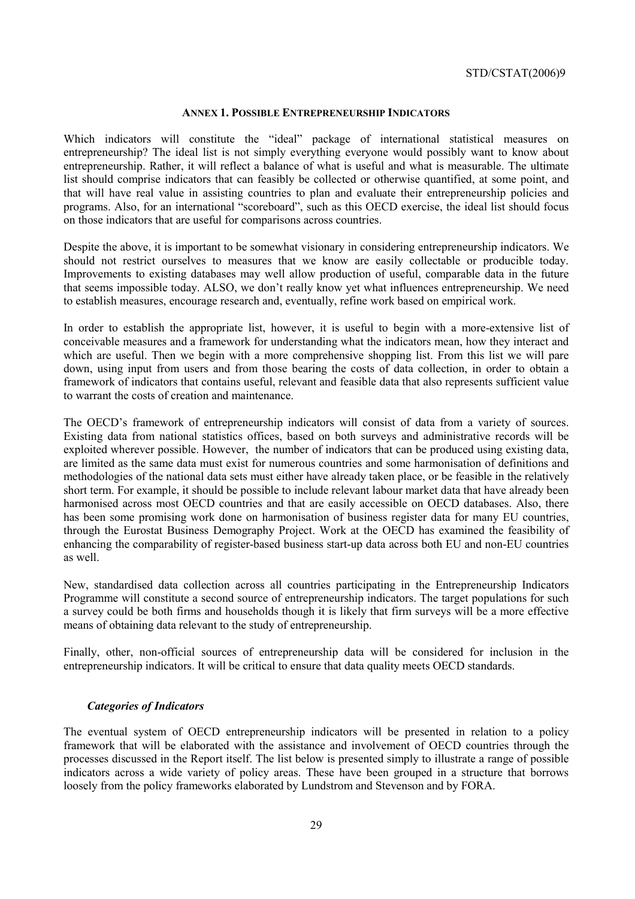## ANNEX 1. POSSIBLE ENTREPRENEURSHIP INDICATORS

Which indicators will constitute the "ideal" package of international statistical measures on entrepreneurship? The ideal list is not simply everything everyone would possibly want to know about entrepreneurship. Rather, it will reflect a balance of what is useful and what is measurable. The ultimate list should comprise indicators that can feasibly be collected or otherwise quantified, at some point, and that will have real value in assisting countries to plan and evaluate their entrepreneurship policies and programs. Also, for an international "scoreboard", such as this OECD exercise, the ideal list should focus on those indicators that are useful for comparisons across countries.

Despite the above, it is important to be somewhat visionary in considering entrepreneurship indicators. We should not restrict ourselves to measures that we know are easily collectable or producible today. Improvements to existing databases may well allow production of useful, comparable data in the future that seems impossible today. ALSO, we don't really know yet what influences entrepreneurship. We need to establish measures, encourage research and, eventually, refine work based on empirical work.

In order to establish the appropriate list, however, it is useful to begin with a more-extensive list of conceivable measures and a framework for understanding what the indicators mean, how they interact and which are useful. Then we begin with a more comprehensive shopping list. From this list we will pare down, using input from users and from those bearing the costs of data collection, in order to obtain a framework of indicators that contains useful, relevant and feasible data that also represents sufficient value to warrant the costs of creation and maintenance.

The OECD's framework of entrepreneurship indicators will consist of data from a variety of sources. Existing data from national statistics offices, based on both surveys and administrative records will be exploited wherever possible. However, the number of indicators that can be produced using existing data, are limited as the same data must exist for numerous countries and some harmonisation of definitions and methodologies of the national data sets must either have already taken place, or be feasible in the relatively short term. For example, it should be possible to include relevant labour market data that have already been harmonised across most OECD countries and that are easily accessible on OECD databases. Also, there has been some promising work done on harmonisation of business register data for many EU countries, through the Eurostat Business Demography Project. Work at the OECD has examined the feasibility of enhancing the comparability of register-based business start-up data across both EU and non-EU countries as well.

New, standardised data collection across all countries participating in the Entrepreneurship Indicators Programme will constitute a second source of entrepreneurship indicators. The target populations for such a survey could be both firms and households though it is likely that firm surveys will be a more effective means of obtaining data relevant to the study of entrepreneurship.

Finally, other, non-official sources of entrepreneurship data will be considered for inclusion in the entrepreneurship indicators. It will be critical to ensure that data quality meets OECD standards.

### *Categories of Indicators*

The eventual system of OECD entrepreneurship indicators will be presented in relation to a policy framework that will be elaborated with the assistance and involvement of OECD countries through the processes discussed in the Report itself. The list below is presented simply to illustrate a range of possible indicators across a wide variety of policy areas. These have been grouped in a structure that borrows loosely from the policy frameworks elaborated by Lundstrom and Stevenson and by FORA.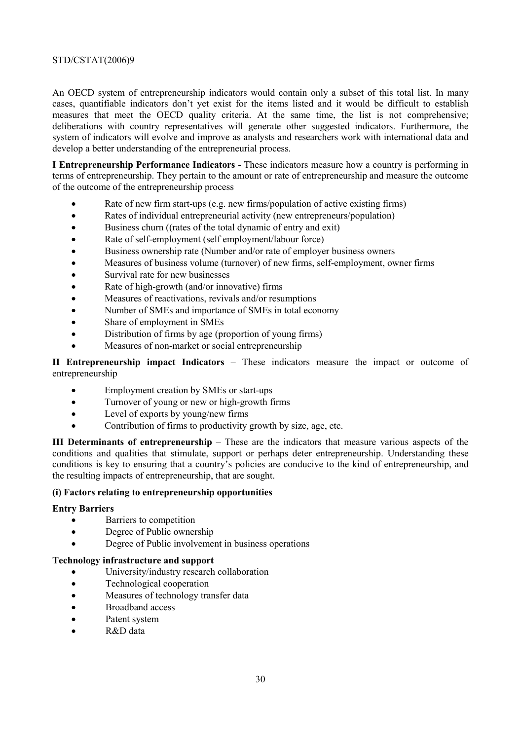An OECD system of entrepreneurship indicators would contain only a subset of this total list. In many cases, quantifiable indicators don't yet exist for the items listed and it would be difficult to establish measures that meet the OECD quality criteria. At the same time, the list is not comprehensive; deliberations with country representatives will generate other suggested indicators. Furthermore, the system of indicators will evolve and improve as analysts and researchers work with international data and develop a better understanding of the entrepreneurial process.

**I Entrepreneurship Performance Indicators** - These indicators measure how a country is performing in terms of entrepreneurship. They pertain to the amount or rate of entrepreneurship and measure the outcome of the outcome of the entrepreneurship process

- Rate of new firm start-ups (e.g. new firms/population of active existing firms)
- Rates of individual entrepreneurial activity (new entrepreneurs/population)
- Business churn ((rates of the total dynamic of entry and exit)
- Rate of self-employment (self employment/labour force)
- Business ownership rate (Number and/or rate of employer business owners
- Measures of business volume (turnover) of new firms, self-employment, owner firms
- Survival rate for new businesses
- Rate of high-growth (and/or innovative) firms
- Measures of reactivations, revivals and/or resumptions
- Number of SMEs and importance of SMEs in total economy
- Share of employment in SMEs
- Distribution of firms by age (proportion of young firms)
- Measures of non-market or social entrepreneurship

**II Entrepreneurship impact Indicators** – These indicators measure the impact or outcome of entrepreneurship

- Employment creation by SMEs or start-ups
- Turnover of young or new or high-growth firms
- Level of exports by young/new firms
- Contribution of firms to productivity growth by size, age, etc.

**III Determinants of entrepreneurship** – These are the indicators that measure various aspects of the conditions and qualities that stimulate, support or perhaps deter entrepreneurship. Understanding these conditions is key to ensuring that a country's policies are conducive to the kind of entrepreneurship, and the resulting impacts of entrepreneurship, that are sought.

**(i) Factors relating to entrepreneurship opportunities**

**Entry Barriers**

- Barriers to competition
- Degree of Public ownership
- Degree of Public involvement in business operations

**Technology infrastructure and support**

- University/industry research collaboration
- Technological cooperation
- Measures of technology transfer data
- Broadband access
- Patent system
- R&D data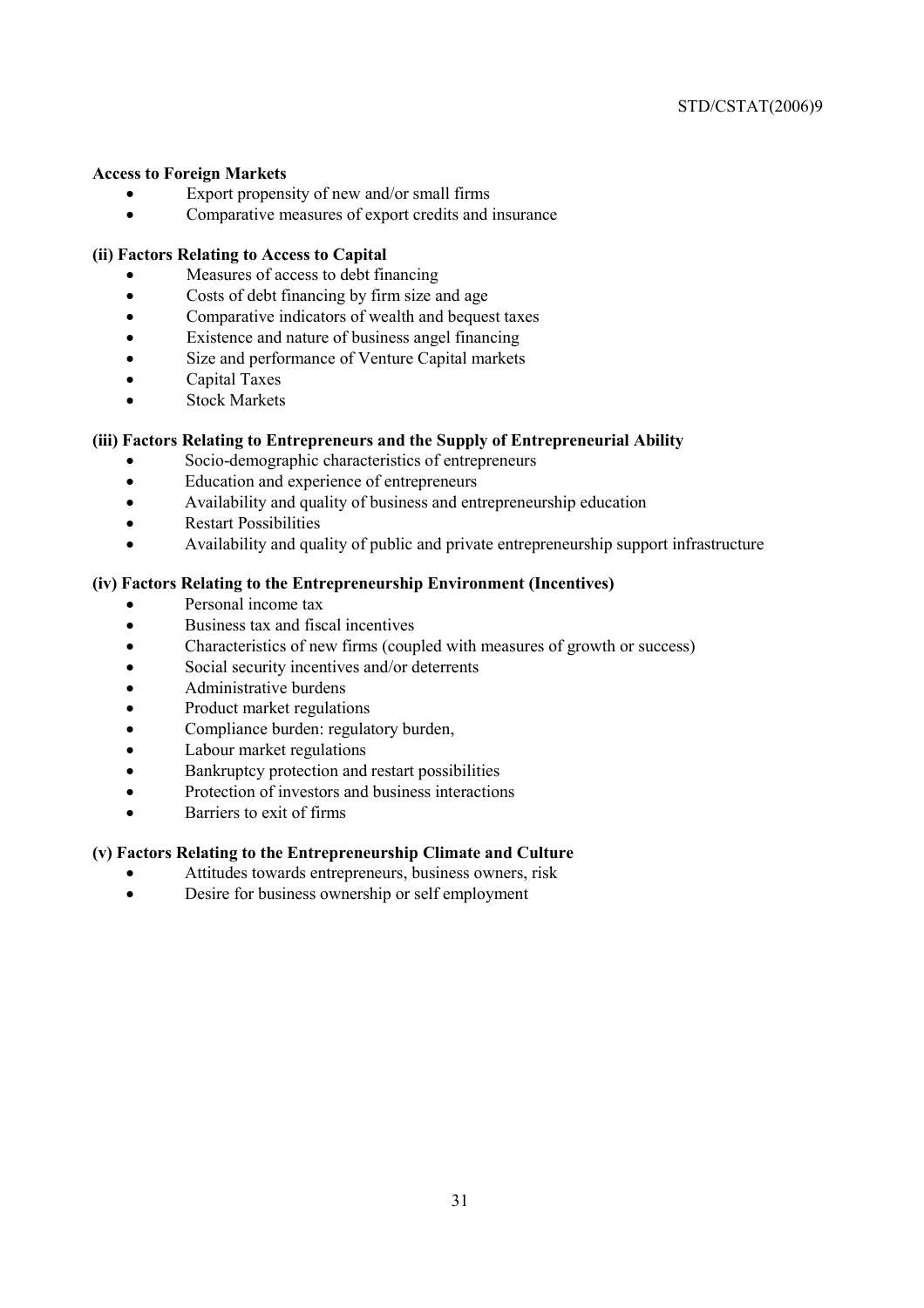**Access to Foreign Markets**

- Export propensity of new and/or small firms
- Comparative measures of export credits and insurance

**(ii) Factors Relating to Access to Capital**

- Measures of access to debt financing
- Costs of debt financing by firm size and age
- Comparative indicators of wealth and bequest taxes
- Existence and nature of business angel financing
- Size and performance of Venture Capital markets
- Capital Taxes
- Stock Markets

**(iii) Factors Relating to Entrepreneurs and the Supply of Entrepreneurial Ability**

- Socio-demographic characteristics of entrepreneurs
- Education and experience of entrepreneurs
- Availability and quality of business and entrepreneurship education
- Restart Possibilities
- Availability and quality of public and private entrepreneurship support infrastructure

**(iv) Factors Relating to the Entrepreneurship Environment (Incentives)**

- Personal income tax
- Business tax and fiscal incentives
- Characteristics of new firms (coupled with measures of growth or success)
- Social security incentives and/or deterrents
- Administrative burdens
- Product market regulations
- Compliance burden: regulatory burden,
- Labour market regulations
- Bankruptcy protection and restart possibilities
- Protection of investors and business interactions
- Barriers to exit of firms

**(v) Factors Relating to the Entrepreneurship Climate and Culture**

- Attitudes towards entrepreneurs, business owners, risk
- Desire for business ownership or self employment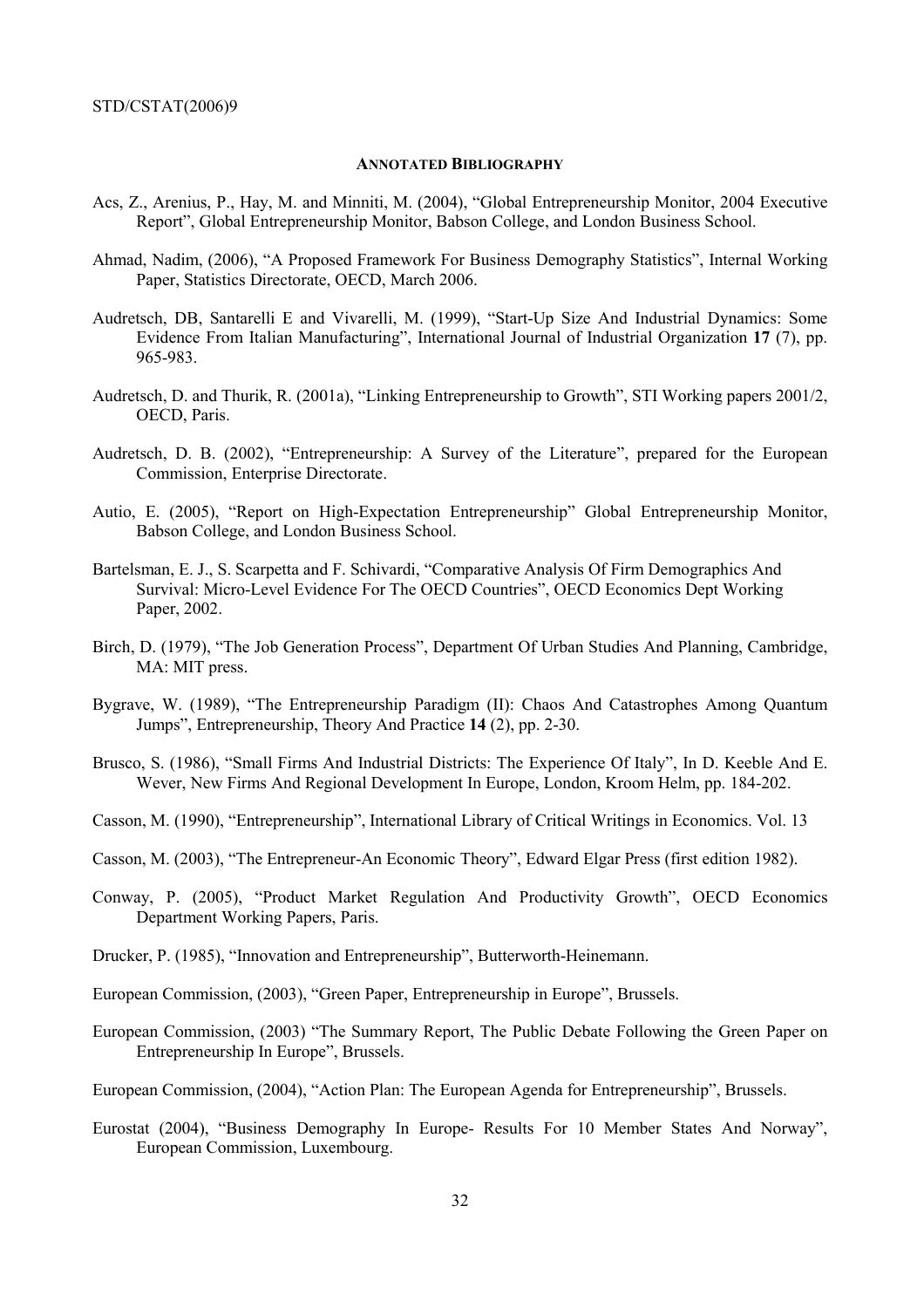## ANNOTATED BIBLIOGRAPHY

Acs, Z., Arenius, P., Hay, M. and Minniti, M. (2004), "Global Entrepreneurship Monitor, 2004 Executive Report", Global Entrepreneurship Monitor, Babson College, and London Business School.

Ahmad, Nadim, (2006), "A Proposed Framework For Business Demography Statistics", Internal Working Paper, Statistics Directorate, OECD, March 2006.

Audretsch, DB, Santarelli E and Vivarelli, M. (1999), "Start-Up Size And Industrial Dynamics: Some Evidence From Italian Manufacturing", International Journal of Industrial Organization **17** (7), pp. 965-983.

Audretsch, D. and Thurik, R. (2001a), "Linking Entrepreneurship to Growth", STI Working papers 2001/2, OECD, Paris.

Audretsch, D. B. (2002), "Entrepreneurship: A Survey of the Literature", prepared for the European Commission, Enterprise Directorate.

Autio, E. (2005), "Report on High-Expectation Entrepreneurship" Global Entrepreneurship Monitor, Babson College, and London Business School.

Bartelsman, E. J., S. Scarpetta and F. Schivardi, "Comparative Analysis Of Firm Demographics And Survival: Micro-Level Evidence For The OECD Countries", OECD Economics Dept Working Paper, 2002.

Birch, D. (1979), "The Job Generation Process", Department Of Urban Studies And Planning, Cambridge, MA: MIT press.

Bygrave, W. (1989), "The Entrepreneurship Paradigm (II): Chaos And Catastrophes Among Quantum Jumps", Entrepreneurship, Theory And Practice **14** (2), pp. 2-30.

Brusco, S. (1986), "Small Firms And Industrial Districts: The Experience Of Italy", In D. Keeble And E. Wever, New Firms And Regional Development In Europe, London, Kroom Helm, pp. 184-202.

Casson, M. (1990), "Entrepreneurship", International Library of Critical Writings in Economics. Vol. 13

Casson, M. (2003), "The Entrepreneur-An Economic Theory", Edward Elgar Press (first edition 1982).

Conway, P. (2005), "Product Market Regulation And Productivity Growth", OECD Economics Department Working Papers, Paris.

Drucker, P. (1985), "Innovation and Entrepreneurship", Butterworth-Heinemann.

European Commission, (2003), "Green Paper, Entrepreneurship in Europe", Brussels.

European Commission, (2003) "The Summary Report, The Public Debate Following the Green Paper on Entrepreneurship In Europe", Brussels.

European Commission, (2004), "Action Plan: The European Agenda for Entrepreneurship", Brussels.

Eurostat (2004), "Business Demography In Europe- Results For 10 Member States And Norway", European Commission, Luxembourg.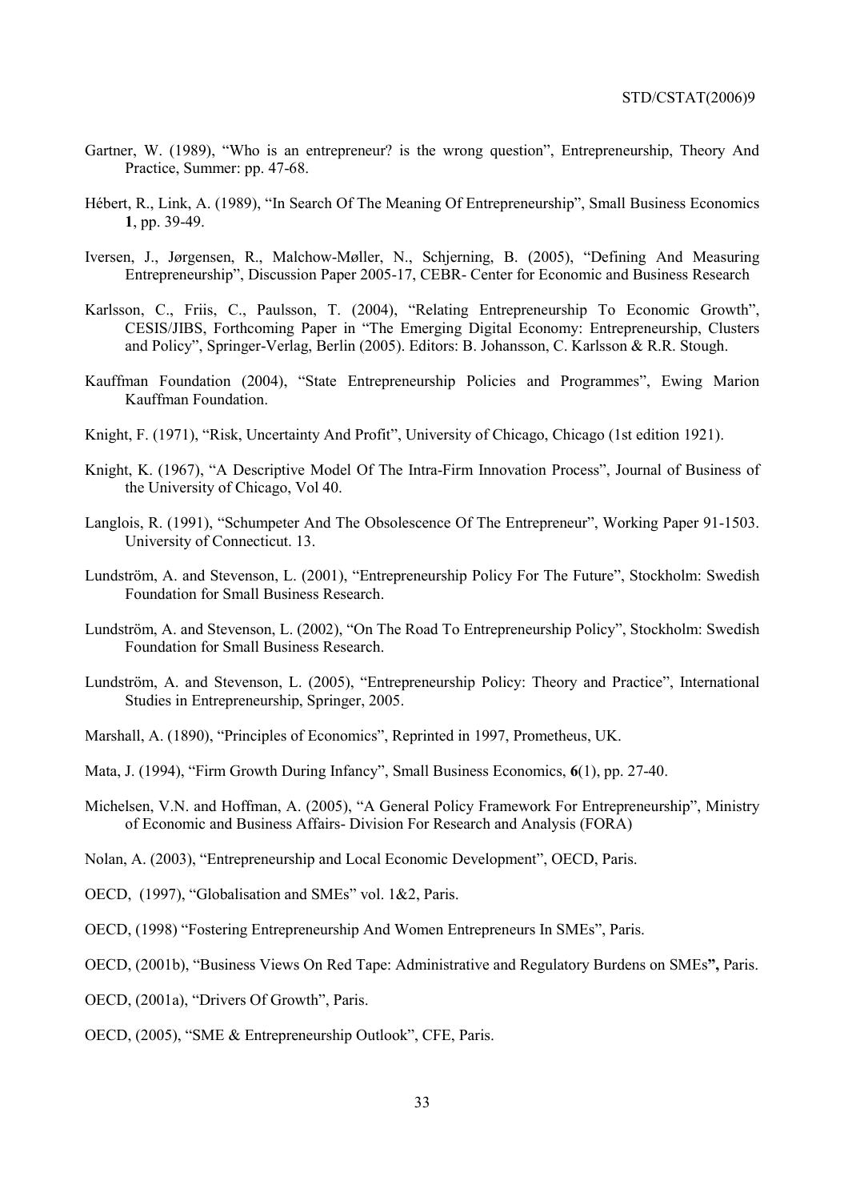Gartner, W. (1989), "Who is an entrepreneur? is the wrong question", Entrepreneurship, Theory And Practice, Summer: pp. 47-68.

Hébert, R., Link, A. (1989), "In Search Of The Meaning Of Entrepreneurship", Small Business Economics **1**, pp. 39-49.

Iversen, J., Jørgensen, R., Malchow-Møller, N., Schjerning, B. (2005), "Defining And Measuring Entrepreneurship", Discussion Paper 2005-17, CEBR- Center for Economic and Business Research

Karlsson, C., Friis, C., Paulsson, T. (2004), "Relating Entrepreneurship To Economic Growth", CESIS/JIBS, Forthcoming Paper in "The Emerging Digital Economy: Entrepreneurship, Clusters and Policy", Springer-Verlag, Berlin (2005). Editors: B. Johansson, C. Karlsson & R.R. Stough.

Kauffman Foundation (2004), "State Entrepreneurship Policies and Programmes", Ewing Marion Kauffman Foundation.

Knight, F. (1971), "Risk, Uncertainty And Profit", University of Chicago, Chicago (1st edition 1921).

Knight, K. (1967), "A Descriptive Model Of The Intra-Firm Innovation Process", Journal of Business of the University of Chicago, Vol 40.

Langlois, R. (1991), "Schumpeter And The Obsolescence Of The Entrepreneur", Working Paper 91-1503. University of Connecticut. 13.

Lundström, A. and Stevenson, L. (2001), "Entrepreneurship Policy For The Future", Stockholm: Swedish Foundation for Small Business Research.

Lundström, A. and Stevenson, L. (2002), "On The Road To Entrepreneurship Policy", Stockholm: Swedish Foundation for Small Business Research.

Lundström, A. and Stevenson, L. (2005), "Entrepreneurship Policy: Theory and Practice", International Studies in Entrepreneurship, Springer, 2005.

Marshall, A. (1890), "Principles of Economics", Reprinted in 1997, Prometheus, UK.

Mata, J. (1994), "Firm Growth During Infancy", Small Business Economics, **6**(1), pp. 27-40.

Michelsen, V.N. and Hoffman, A. (2005), "A General Policy Framework For Entrepreneurship", Ministry of Economic and Business Affairs- Division For Research and Analysis (FORA)

Nolan, A. (2003), "Entrepreneurship and Local Economic Development", OECD, Paris.

OECD, (1997), "Globalisation and SMEs" vol. 1&2, Paris.

OECD, (1998) "Fostering Entrepreneurship And Women Entrepreneurs In SMEs", Paris.

OECD, (2001b), "Business Views On Red Tape: Administrative and Regulatory Burdens on SMEs**",** Paris.

OECD, (2001a), "Drivers Of Growth", Paris.

OECD, (2005), "SME & Entrepreneurship Outlook", CFE, Paris.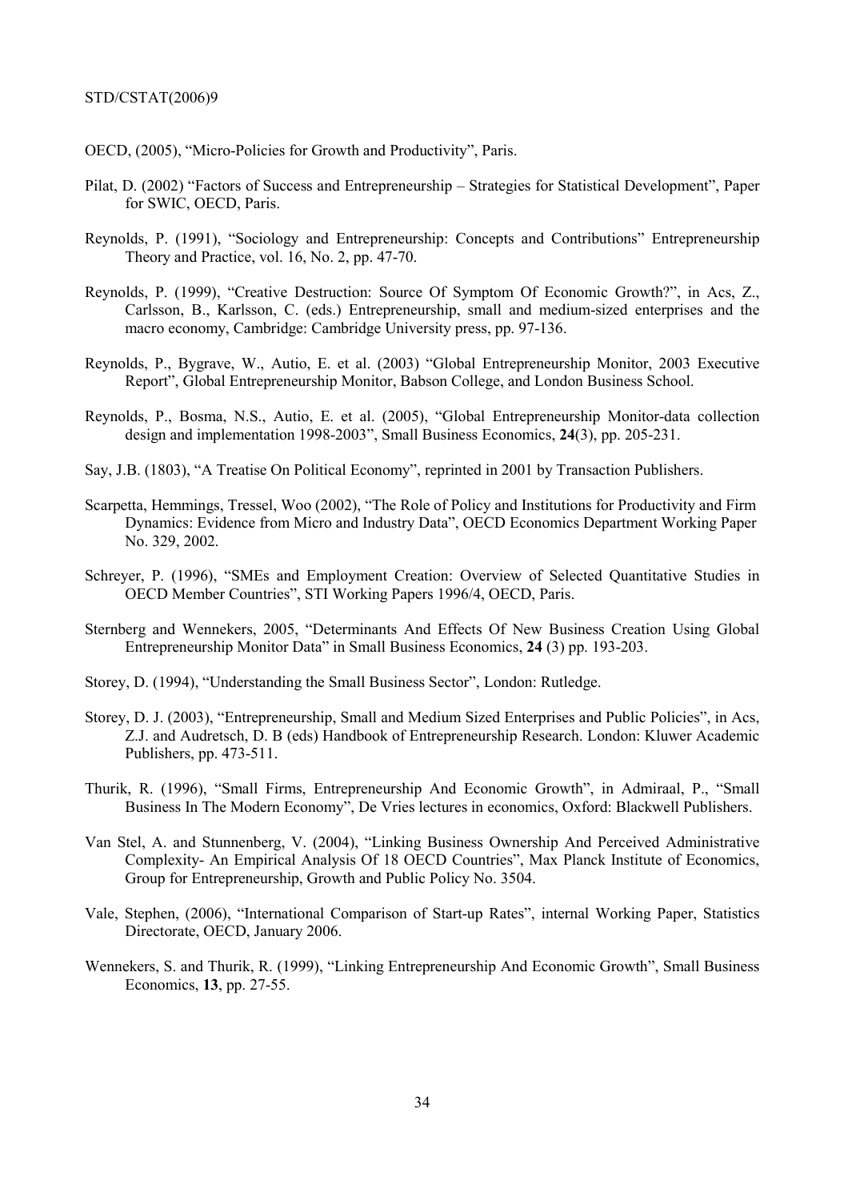OECD, (2005), "Micro-Policies for Growth and Productivity", Paris.

Pilat, D. (2002) "Factors of Success and Entrepreneurship – Strategies for Statistical Development", Paper for SWIC, OECD, Paris.

Reynolds, P. (1991), "Sociology and Entrepreneurship: Concepts and Contributions" Entrepreneurship Theory and Practice, vol. 16, No. 2, pp. 47-70.

Reynolds, P. (1999), "Creative Destruction: Source Of Symptom Of Economic Growth?", in Acs, Z., Carlsson, B., Karlsson, C. (eds.) Entrepreneurship, small and medium-sized enterprises and the macro economy, Cambridge: Cambridge University press, pp. 97-136.

Reynolds, P., Bygrave, W., Autio, E. et al. (2003) "Global Entrepreneurship Monitor, 2003 Executive Report", Global Entrepreneurship Monitor, Babson College, and London Business School.

Reynolds, P., Bosma, N.S., Autio, E. et al. (2005), "Global Entrepreneurship Monitor-data collection design and implementation 1998-2003", Small Business Economics, **24**(3), pp. 205-231.

Say, J.B. (1803), "A Treatise On Political Economy", reprinted in 2001 by Transaction Publishers.

Scarpetta, Hemmings, Tressel, Woo (2002), "The Role of Policy and Institutions for Productivity and Firm Dynamics: Evidence from Micro and Industry Data", OECD Economics Department Working Paper No. 329, 2002.

Schreyer, P. (1996), "SMEs and Employment Creation: Overview of Selected Quantitative Studies in OECD Member Countries", STI Working Papers 1996/4, OECD, Paris.

Sternberg and Wennekers, 2005, "Determinants And Effects Of New Business Creation Using Global Entrepreneurship Monitor Data" in Small Business Economics, **24** (3) pp. 193-203.

Storey, D. (1994), "Understanding the Small Business Sector", London: Rutledge.

Storey, D. J. (2003), "Entrepreneurship, Small and Medium Sized Enterprises and Public Policies", in Acs, Z.J. and Audretsch, D. B (eds) Handbook of Entrepreneurship Research. London: Kluwer Academic Publishers, pp. 473-511.

Thurik, R. (1996), "Small Firms, Entrepreneurship And Economic Growth", in Admiraal, P., "Small Business In The Modern Economy", De Vries lectures in economics, Oxford: Blackwell Publishers.

Van Stel, A. and Stunnenberg, V. (2004), "Linking Business Ownership And Perceived Administrative Complexity- An Empirical Analysis Of 18 OECD Countries", Max Planck Institute of Economics, Group for Entrepreneurship, Growth and Public Policy No. 3504.

Vale, Stephen, (2006), "International Comparison of Start-up Rates", internal Working Paper, Statistics Directorate, OECD, January 2006.

Wennekers, S. and Thurik, R. (1999), "Linking Entrepreneurship And Economic Growth", Small Business Economics, **13**, pp. 27-55.